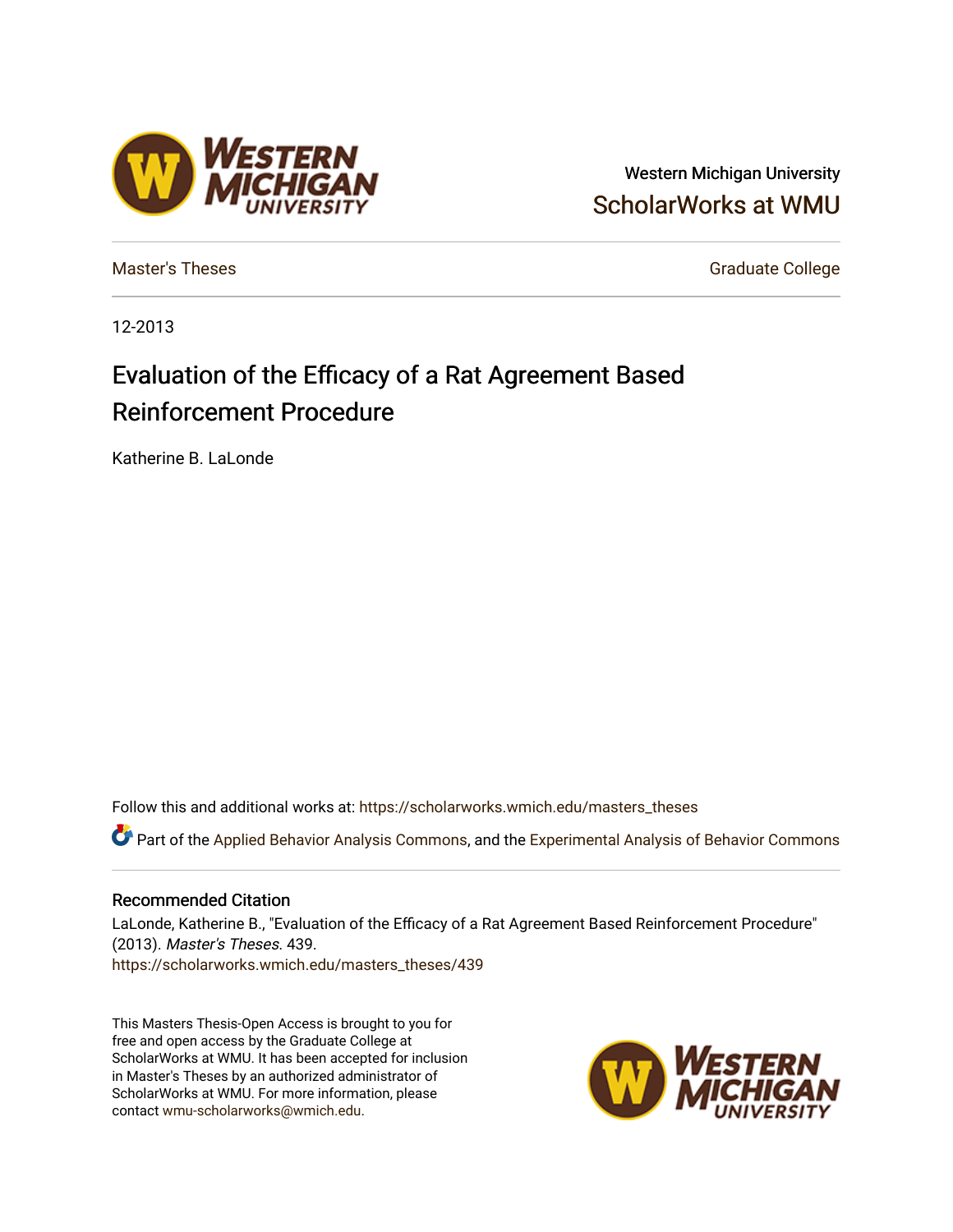Western Michigan University

ScholarWorks at WMU

Master's Theses

Graduate College

12-2013

# Evaluation of the Efficacy of a Rat Agreement Based Reinforcement Procedure

Katherine B. LaLonde

Follow this and additional works at: https://scholarworks.wmich.edu/masters_theses

Part of the Applied Behavior Analysis Commons, and the Experimental Analysis of Behavior Commons

## Recommended Citation

LaLonde, Katherine B., "Evaluation of the Efficacy of a Rat Agreement Based Reinforcement Procedure" (2013). *Master's Theses*. 439.
https://scholarworks.wmich.edu/masters_theses/439

This Masters Thesis-Open Access is brought to you for free and open access by the Graduate College at ScholarWorks at WMU. It has been accepted for inclusion in Master's Theses by an authorized administrator of ScholarWorks at WMU. For more information, please contact wmu-scholarworks@wmich.edu.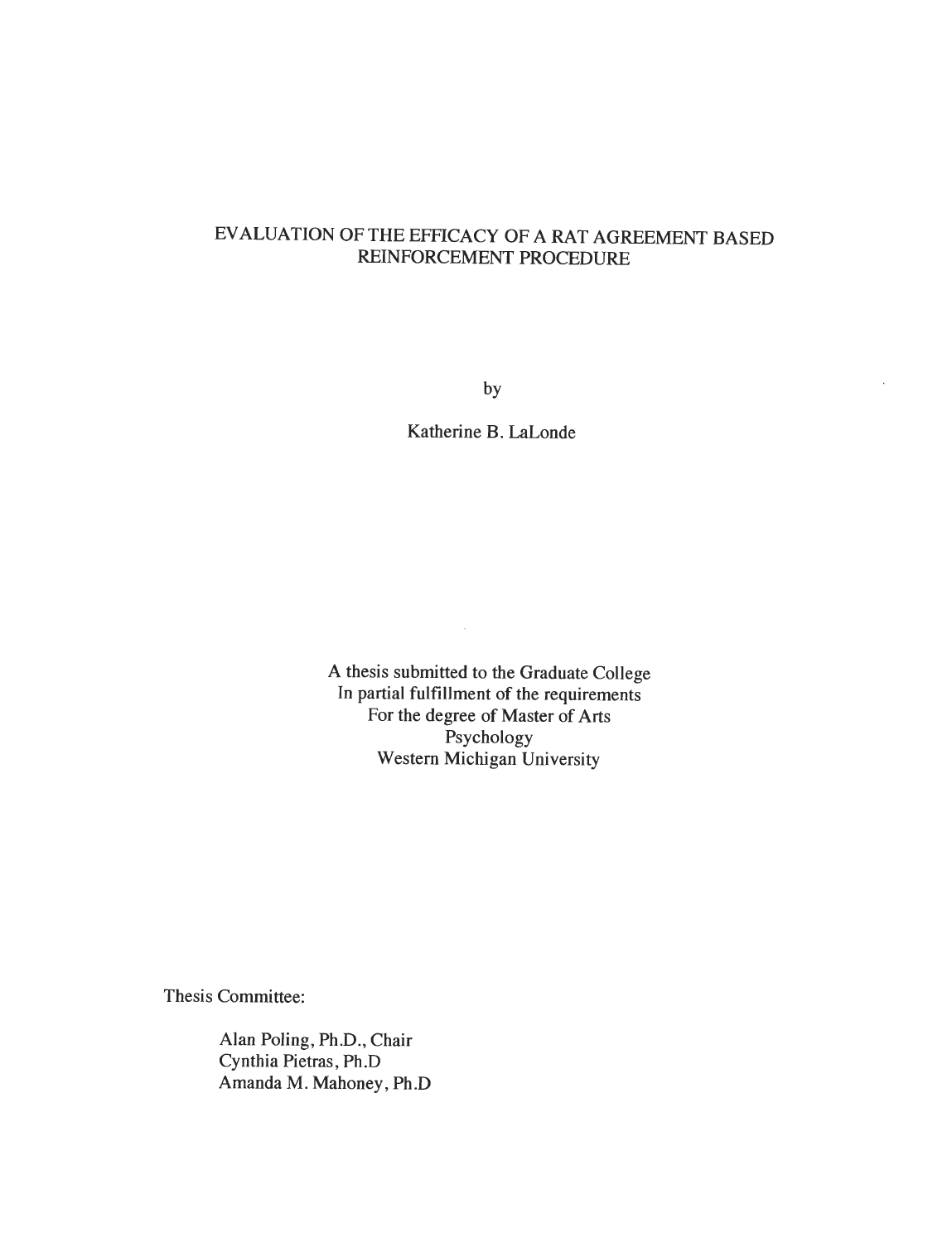# EVALUATION OF THE EFFICACY OF A RAT AGREEMENT BASED REINFORCEMENT PROCEDURE

by

Katherine B. LaLonde

A thesis submitted to the Graduate College
In partial fulfillment of the requirements
For the degree of Master of Arts
Psychology
Western Michigan University

Thesis Committee:

Alan Poling, Ph.D., Chair
Cynthia Pietras, Ph.D
Amanda M. Mahoney, Ph.D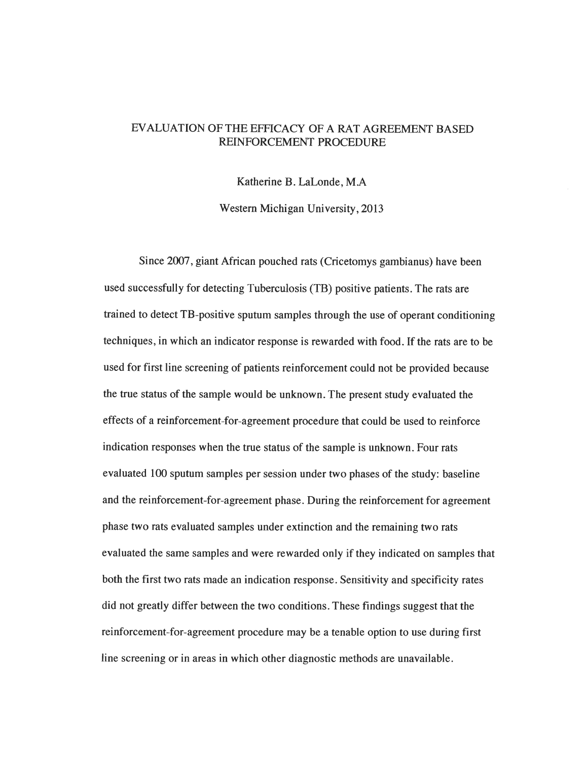# EVALUATION OF THE EFFICACY OF A RAT AGREEMENT BASED REINFORCEMENT PROCEDURE

Katherine B. LaLonde, M.A

Western Michigan University, 2013

Since 2007, giant African pouched rats (Cricetomys gambianus) have been used successfully for detecting Tuberculosis (TB) positive patients. The rats are trained to detect TB-positive sputum samples through the use of operant conditioning techniques, in which an indicator response is rewarded with food. If the rats are to be used for first line screening of patients reinforcement could not be provided because the true status of the sample would be unknown. The present study evaluated the effects of a reinforcement-for-agreement procedure that could be used to reinforce indication responses when the true status of the sample is unknown. Four rats evaluated 100 sputum samples per session under two phases of the study: baseline and the reinforcement-for-agreement phase. During the reinforcement for agreement phase two rats evaluated samples under extinction and the remaining two rats evaluated the same samples and were rewarded only if they indicated on samples that both the first two rats made an indication response. Sensitivity and specificity rates did not greatly differ between the two conditions. These findings suggest that the reinforcement-for-agreement procedure may be a tenable option to use during first line screening or in areas in which other diagnostic methods are unavailable.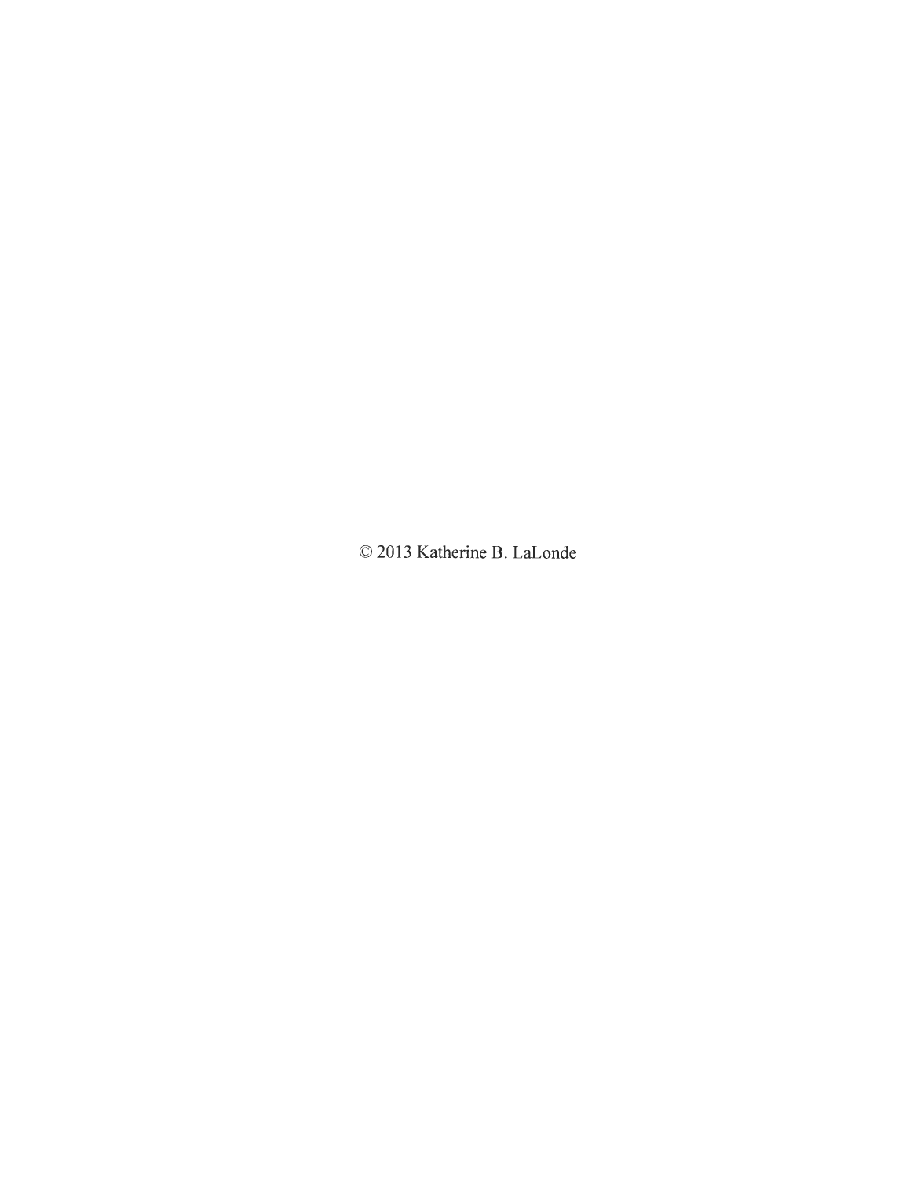© 2013 Katherine B. LaLonde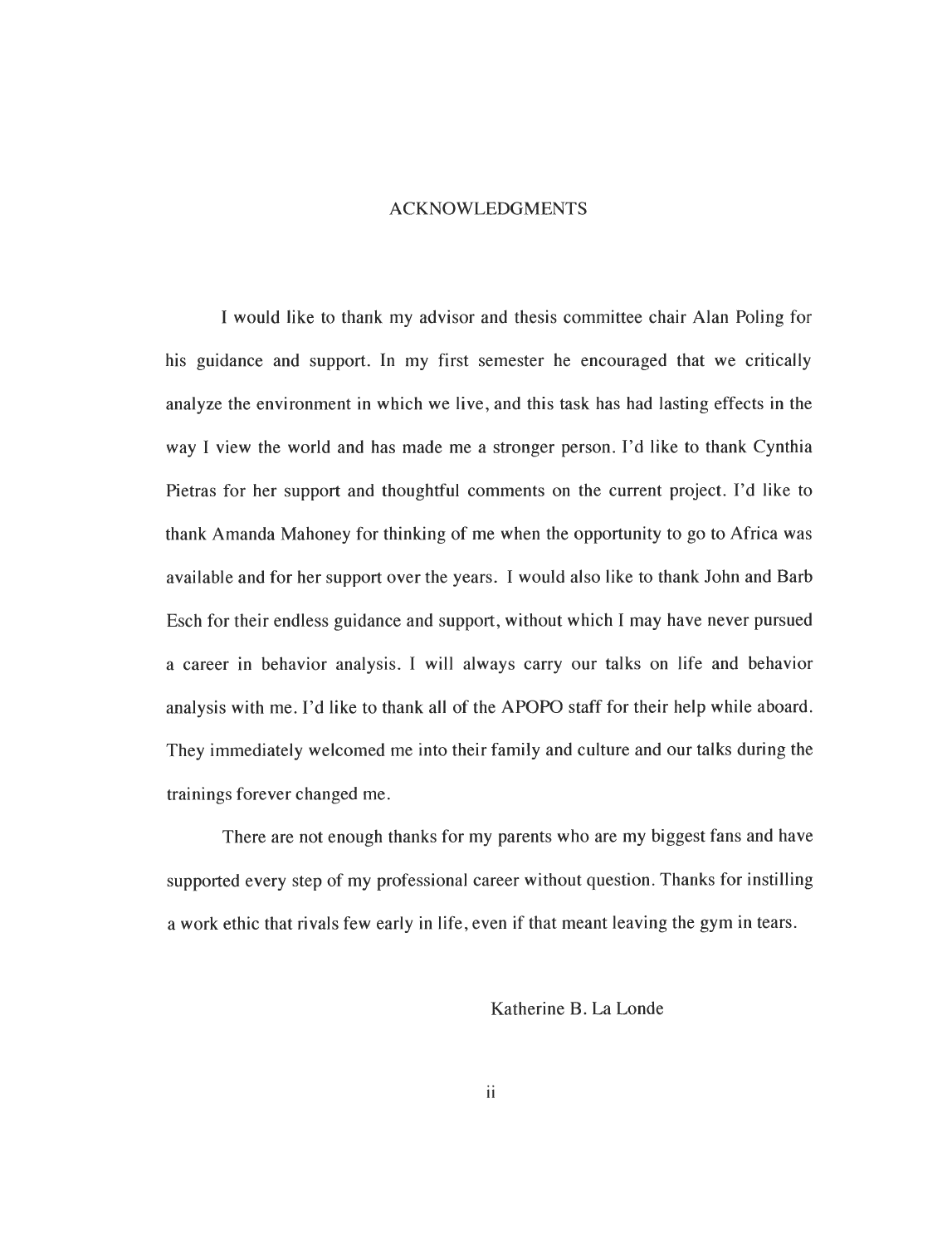# ACKNOWLEDGMENTS

I would like to thank my advisor and thesis committee chair Alan Poling for his guidance and support. In my first semester he encouraged that we critically analyze the environment in which we live, and this task has had lasting effects in the way I view the world and has made me a stronger person. I'd like to thank Cynthia Pietras for her support and thoughtful comments on the current project. I'd like to thank Amanda Mahoney for thinking of me when the opportunity to go to Africa was available and for her support over the years. I would also like to thank John and Barb Esch for their endless guidance and support, without which I may have never pursued a career in behavior analysis. I will always carry our talks on life and behavior analysis with me. I'd like to thank all of the APOPO staff for their help while aboard. They immediately welcomed me into their family and culture and our talks during the trainings forever changed me.

There are not enough thanks for my parents who are my biggest fans and have supported every step of my professional career without question. Thanks for instilling a work ethic that rivals few early in life, even if that meant leaving the gym in tears.

Katherine B. La Londe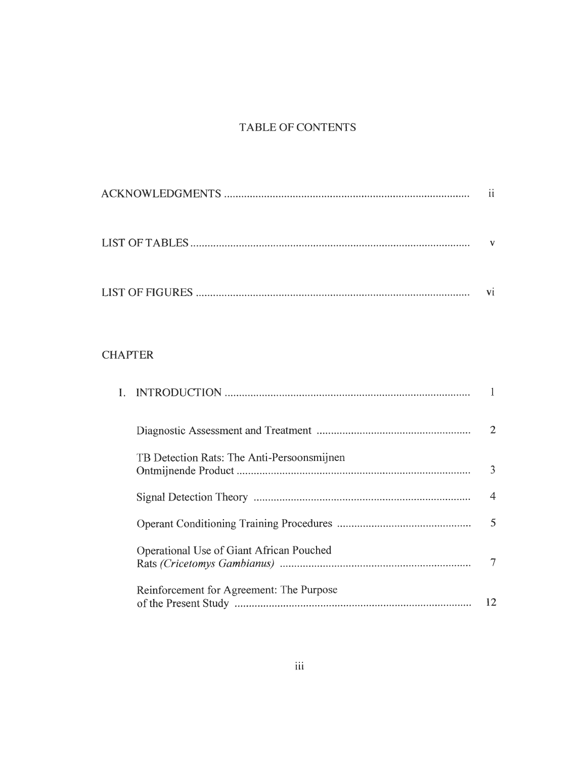# TABLE OF CONTENTS

ACKNOWLEDGMENTS .................................................................................... ii

LIST OF TABLES ................................................................................................ v

LIST OF FIGURES ............................................................................................. vi

CHAPTER

I. INTRODUCTION ...................................................................................... 1

   Diagnostic Assessment and Treatment ...................................................... 2

   TB Detection Rats: The Anti-Persoonsmijnen Ontmijnende Product ............................................................................... 3

   Signal Detection Theory ........................................................................... 4

   Operant Conditioning Training Procedures ............................................... 5

   Operational Use of Giant African Pouched Rats *(Cricetomys Gambianus)* ................................................................ 7

   Reinforcement for Agreement: The Purpose of the Present Study ................................................................................. 12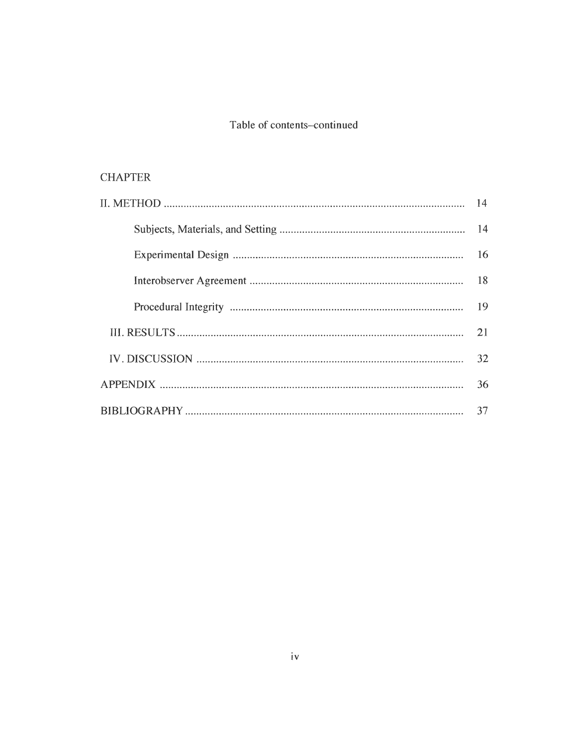Table of contents–continued

CHAPTER

| | |
|---|---|
| II. METHOD | 14 |
| Subjects, Materials, and Setting | 14 |
| Experimental Design | 16 |
| Interobserver Agreement | 18 |
| Procedural Integrity | 19 |
| III. RESULTS | 21 |
| IV. DISCUSSION | 32 |
| APPENDIX | 36 |
| BIBLIOGRAPHY | 37 |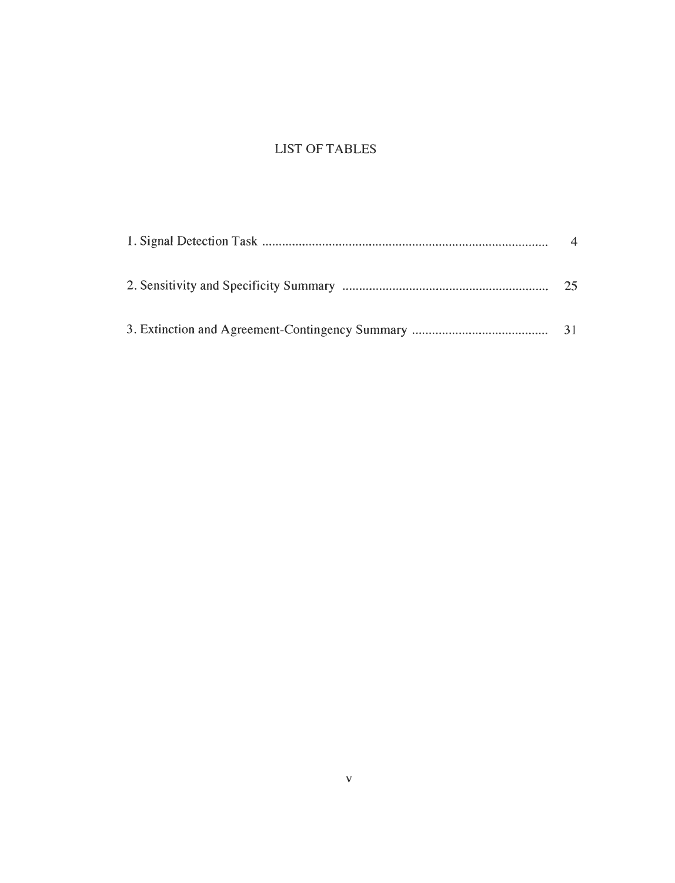# LIST OF TABLES

1. Signal Detection Task ..................................................................................... 4

2. Sensitivity and Specificity Summary ............................................................. 25

3. Extinction and Agreement-Contingency Summary ......................................... 31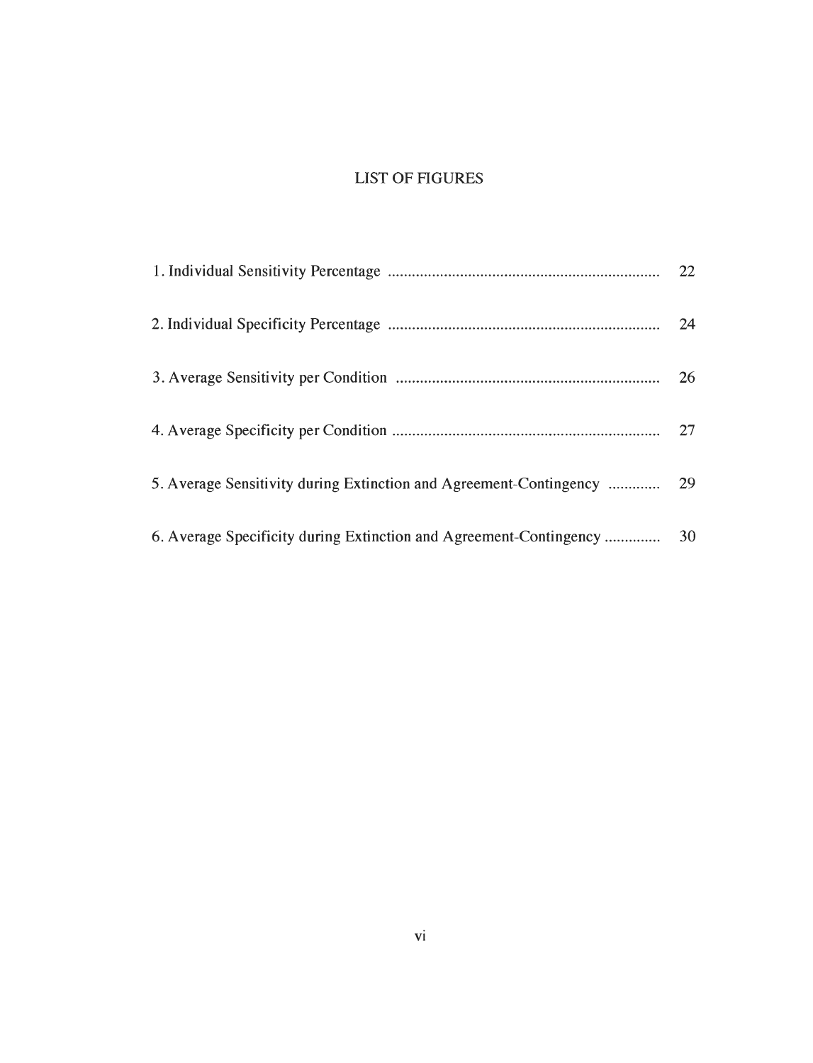# LIST OF FIGURES

1. Individual Sensitivity Percentage ........................................................ 22

2. Individual Specificity Percentage ........................................................ 24

3. Average Sensitivity per Condition ........................................................ 26

4. Average Specificity per Condition ........................................................ 27

5. Average Sensitivity during Extinction and Agreement-Contingency ............. 29

6. Average Specificity during Extinction and Agreement-Contingency .............. 30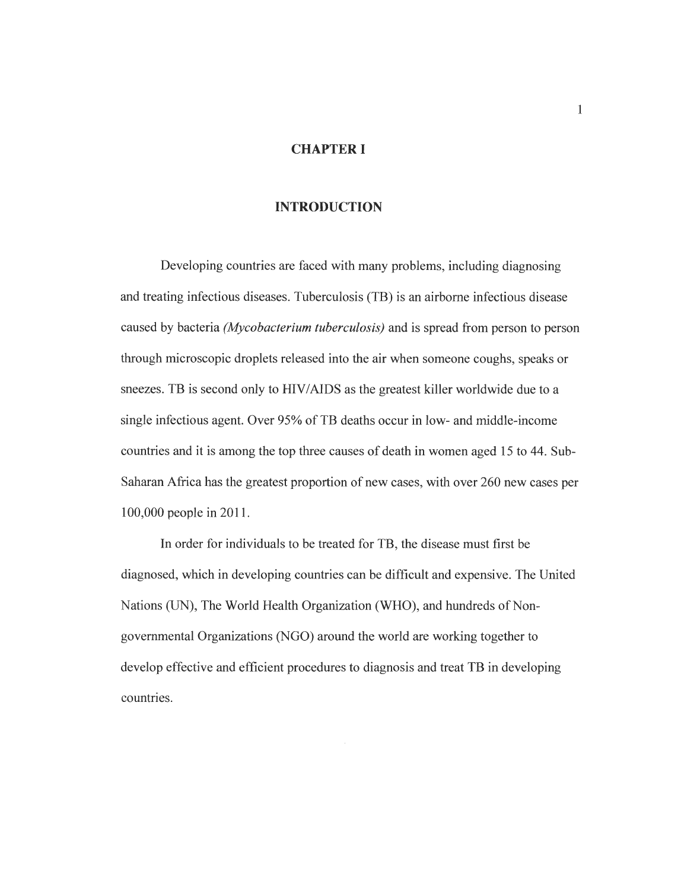# CHAPTER I

## INTRODUCTION

Developing countries are faced with many problems, including diagnosing and treating infectious diseases. Tuberculosis (TB) is an airborne infectious disease caused by bacteria *(Mycobacterium tuberculosis)* and is spread from person to person through microscopic droplets released into the air when someone coughs, speaks or sneezes. TB is second only to HIV/AIDS as the greatest killer worldwide due to a single infectious agent. Over 95% of TB deaths occur in low- and middle-income countries and it is among the top three causes of death in women aged 15 to 44. Sub-Saharan Africa has the greatest proportion of new cases, with over 260 new cases per 100,000 people in 2011.

In order for individuals to be treated for TB, the disease must first be diagnosed, which in developing countries can be difficult and expensive. The United Nations (UN), The World Health Organization (WHO), and hundreds of Non-governmental Organizations (NGO) around the world are working together to develop effective and efficient procedures to diagnosis and treat TB in developing countries.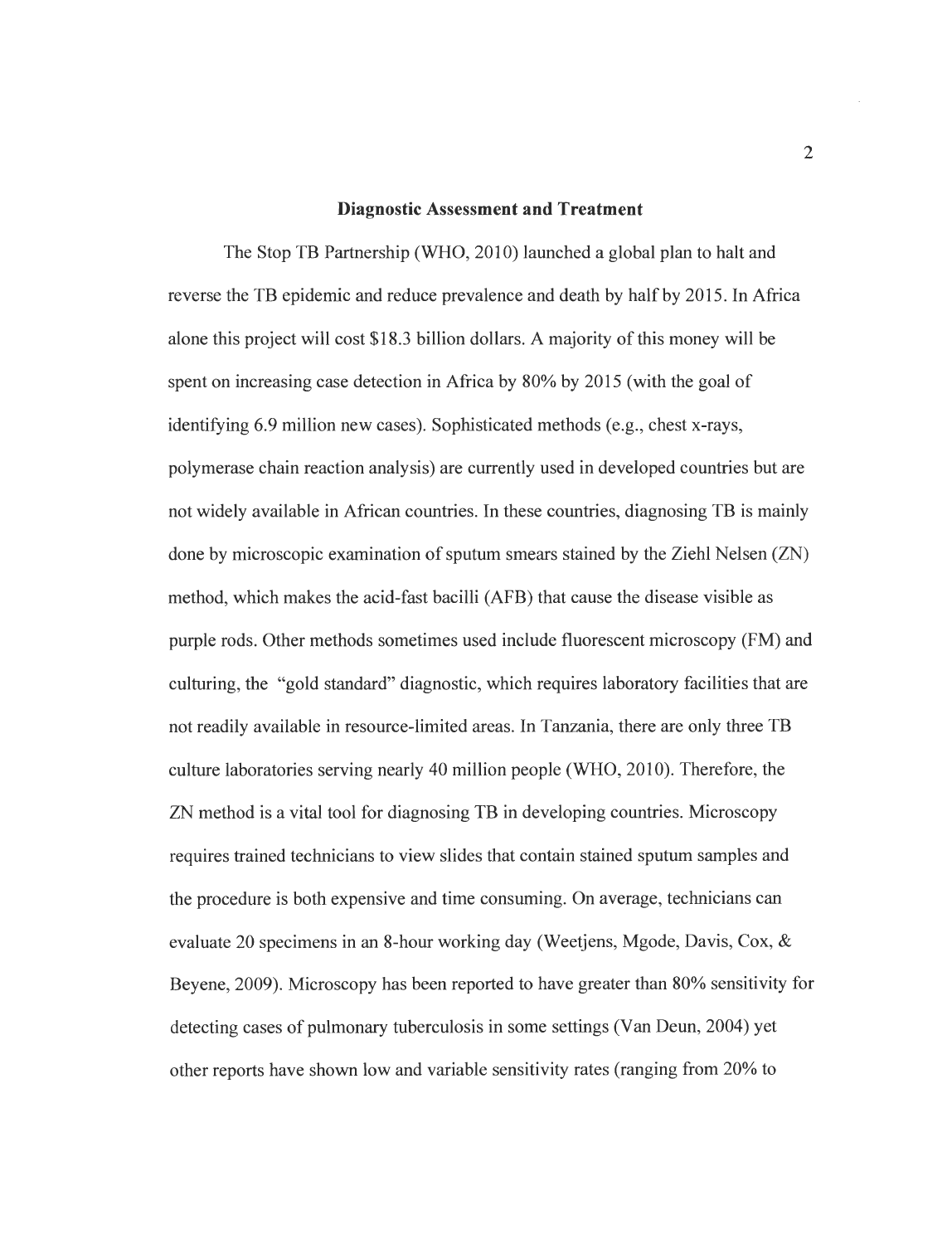## Diagnostic Assessment and Treatment

The Stop TB Partnership (WHO, 2010) launched a global plan to halt and reverse the TB epidemic and reduce prevalence and death by half by 2015. In Africa alone this project will cost $18.3 billion dollars. A majority of this money will be spent on increasing case detection in Africa by 80% by 2015 (with the goal of identifying 6.9 million new cases). Sophisticated methods (e.g., chest x-rays, polymerase chain reaction analysis) are currently used in developed countries but are not widely available in African countries. In these countries, diagnosing TB is mainly done by microscopic examination of sputum smears stained by the Ziehl Nelsen (ZN) method, which makes the acid-fast bacilli (AFB) that cause the disease visible as purple rods. Other methods sometimes used include fluorescent microscopy (FM) and culturing, the "gold standard" diagnostic, which requires laboratory facilities that are not readily available in resource-limited areas. In Tanzania, there are only three TB culture laboratories serving nearly 40 million people (WHO, 2010). Therefore, the ZN method is a vital tool for diagnosing TB in developing countries. Microscopy requires trained technicians to view slides that contain stained sputum samples and the procedure is both expensive and time consuming. On average, technicians can evaluate 20 specimens in an 8-hour working day (Weetjens, Mgode, Davis, Cox, & Beyene, 2009). Microscopy has been reported to have greater than 80% sensitivity for detecting cases of pulmonary tuberculosis in some settings (Van Deun, 2004) yet other reports have shown low and variable sensitivity rates (ranging from 20% to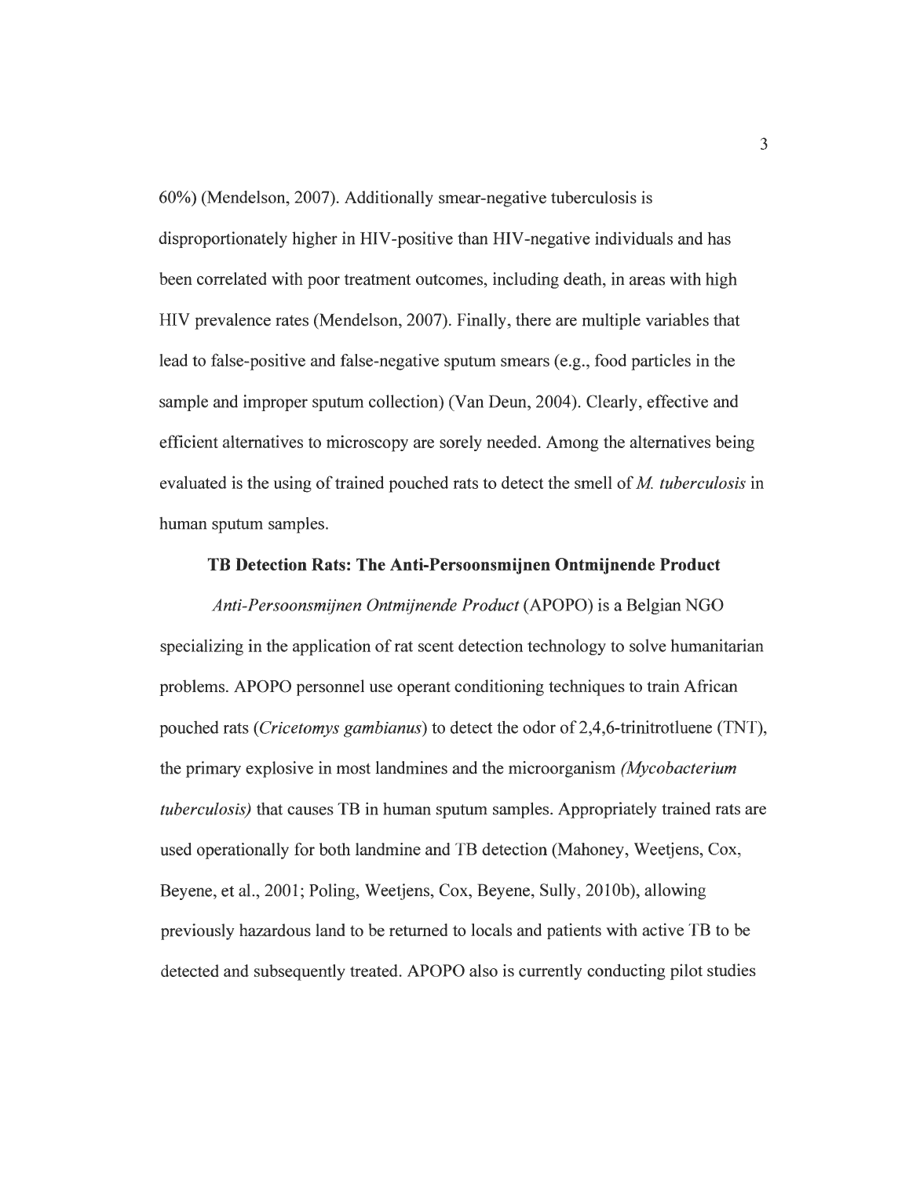60%) (Mendelson, 2007). Additionally smear-negative tuberculosis is disproportionately higher in HIV-positive than HIV-negative individuals and has been correlated with poor treatment outcomes, including death, in areas with high HIV prevalence rates (Mendelson, 2007). Finally, there are multiple variables that lead to false-positive and false-negative sputum smears (e.g., food particles in the sample and improper sputum collection) (Van Deun, 2004). Clearly, effective and efficient alternatives to microscopy are sorely needed. Among the alternatives being evaluated is the using of trained pouched rats to detect the smell of *M. tuberculosis* in human sputum samples.

## TB Detection Rats: The Anti-Persoonsmijnen Ontmijnende Product

*Anti-Persoonsmijnen Ontmijnende Product* (APOPO) is a Belgian NGO specializing in the application of rat scent detection technology to solve humanitarian problems. APOPO personnel use operant conditioning techniques to train African pouched rats (*Cricetomys gambianus*) to detect the odor of 2,4,6-trinitrotluene (TNT), the primary explosive in most landmines and the microorganism *(Mycobacterium tuberculosis)* that causes TB in human sputum samples. Appropriately trained rats are used operationally for both landmine and TB detection (Mahoney, Weetjens, Cox, Beyene, et al., 2001; Poling, Weetjens, Cox, Beyene, Sully, 2010b), allowing previously hazardous land to be returned to locals and patients with active TB to be detected and subsequently treated. APOPO also is currently conducting pilot studies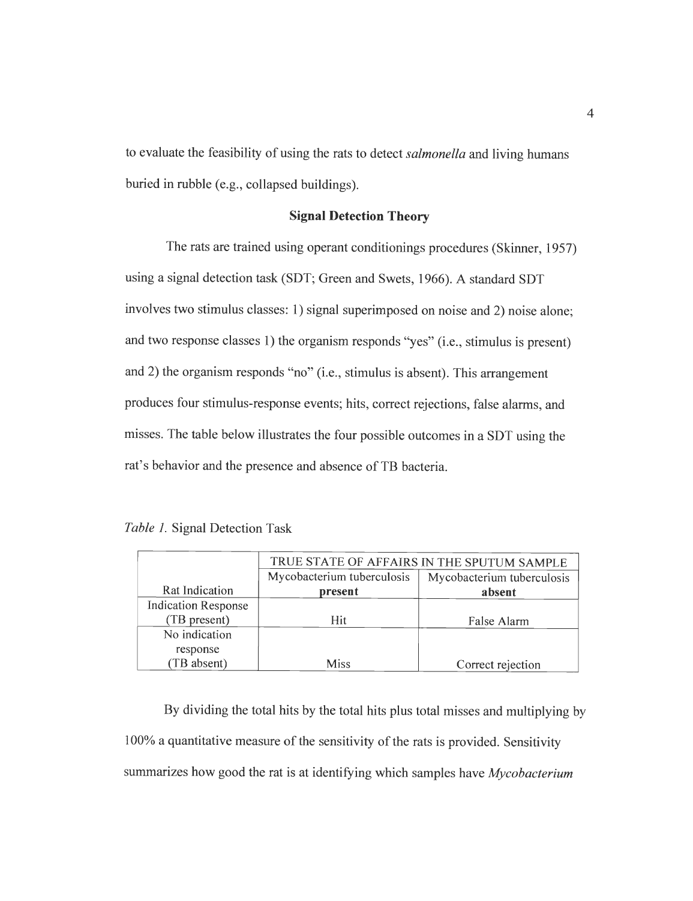to evaluate the feasibility of using the rats to detect *salmonella* and living humans buried in rubble (e.g., collapsed buildings).

### Signal Detection Theory

The rats are trained using operant conditionings procedures (Skinner, 1957) using a signal detection task (SDT; Green and Swets, 1966). A standard SDT involves two stimulus classes: 1) signal superimposed on noise and 2) noise alone; and two response classes 1) the organism responds "yes" (i.e., stimulus is present) and 2) the organism responds "no" (i.e., stimulus is absent). This arrangement produces four stimulus-response events; hits, correct rejections, false alarms, and misses. The table below illustrates the four possible outcomes in a SDT using the rat's behavior and the presence and absence of TB bacteria.

*Table 1.* Signal Detection Task

| | TRUE STATE OF AFFAIRS IN THE SPUTUM SAMPLE | |
|---|---|---|
| Rat Indication | Mycobacterium tuberculosis **present** | Mycobacterium tuberculosis **absent** |
| Indication Response (TB present) | Hit | False Alarm |
| No indication response (TB absent) | Miss | Correct rejection |

By dividing the total hits by the total hits plus total misses and multiplying by 100% a quantitative measure of the sensitivity of the rats is provided. Sensitivity summarizes how good the rat is at identifying which samples have *Mycobacterium*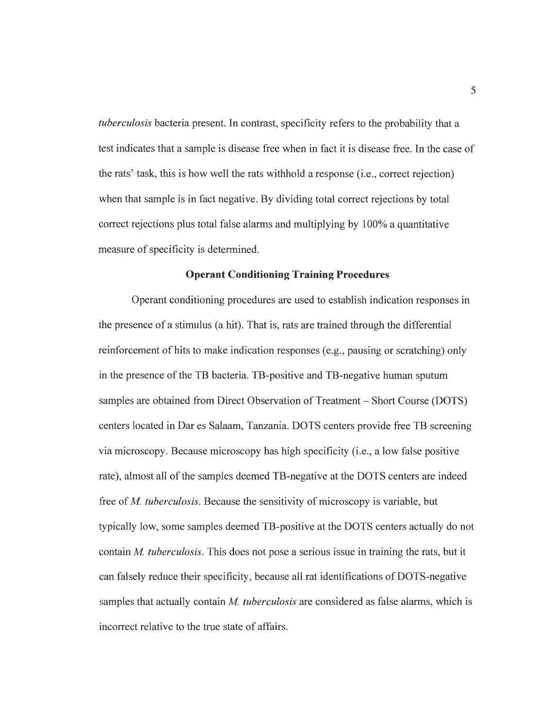*tuberculosis* bacteria present. In contrast, specificity refers to the probability that a test indicates that a sample is disease free when in fact it is disease free. In the case of the rats' task, this is how well the rats withhold a response (i.e., correct rejection) when that sample is in fact negative. By dividing total correct rejections by total correct rejections plus total false alarms and multiplying by 100% a quantitative measure of specificity is determined.

## Operant Conditioning Training Procedures

Operant conditioning procedures are used to establish indication responses in the presence of a stimulus (a hit). That is, rats are trained through the differential reinforcement of hits to make indication responses (e.g., pausing or scratching) only in the presence of the TB bacteria. TB-positive and TB-negative human sputum samples are obtained from Direct Observation of Treatment – Short Course (DOTS) centers located in Dar es Salaam, Tanzania. DOTS centers provide free TB screening via microscopy. Because microscopy has high specificity (i.e., a low false positive rate), almost all of the samples deemed TB-negative at the DOTS centers are indeed free of *M. tuberculosis*. Because the sensitivity of microscopy is variable, but typically low, some samples deemed TB-positive at the DOTS centers actually do not contain *M. tuberculosis*. This does not pose a serious issue in training the rats, but it can falsely reduce their specificity, because all rat identifications of DOTS-negative samples that actually contain *M. tuberculosis* are considered as false alarms, which is incorrect relative to the true state of affairs.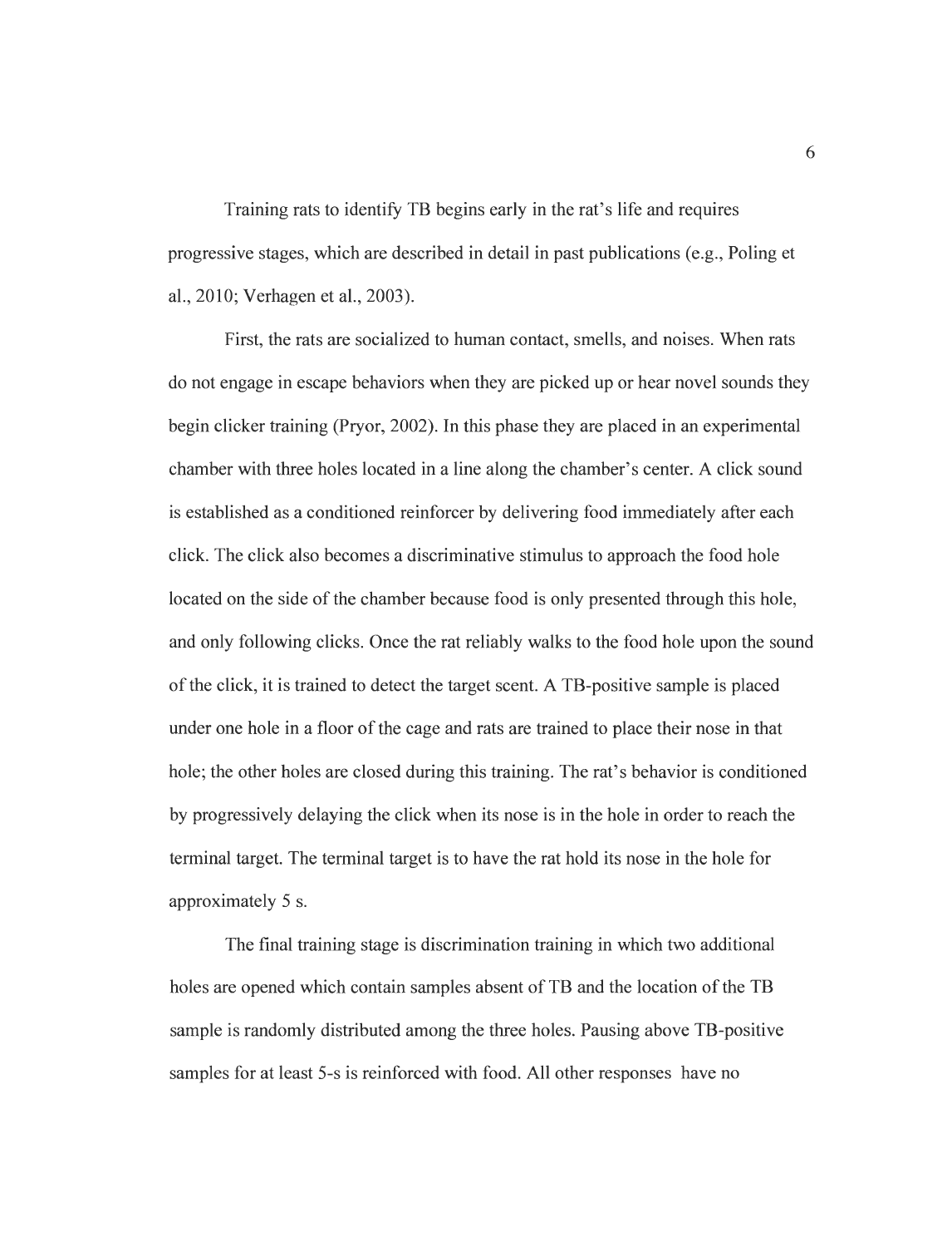Training rats to identify TB begins early in the rat's life and requires progressive stages, which are described in detail in past publications (e.g., Poling et al., 2010; Verhagen et al., 2003).

First, the rats are socialized to human contact, smells, and noises. When rats do not engage in escape behaviors when they are picked up or hear novel sounds they begin clicker training (Pryor, 2002). In this phase they are placed in an experimental chamber with three holes located in a line along the chamber's center. A click sound is established as a conditioned reinforcer by delivering food immediately after each click. The click also becomes a discriminative stimulus to approach the food hole located on the side of the chamber because food is only presented through this hole, and only following clicks. Once the rat reliably walks to the food hole upon the sound of the click, it is trained to detect the target scent. A TB-positive sample is placed under one hole in a floor of the cage and rats are trained to place their nose in that hole; the other holes are closed during this training. The rat's behavior is conditioned by progressively delaying the click when its nose is in the hole in order to reach the terminal target. The terminal target is to have the rat hold its nose in the hole for approximately 5 s.

The final training stage is discrimination training in which two additional holes are opened which contain samples absent of TB and the location of the TB sample is randomly distributed among the three holes. Pausing above TB-positive samples for at least 5-s is reinforced with food. All other responses have no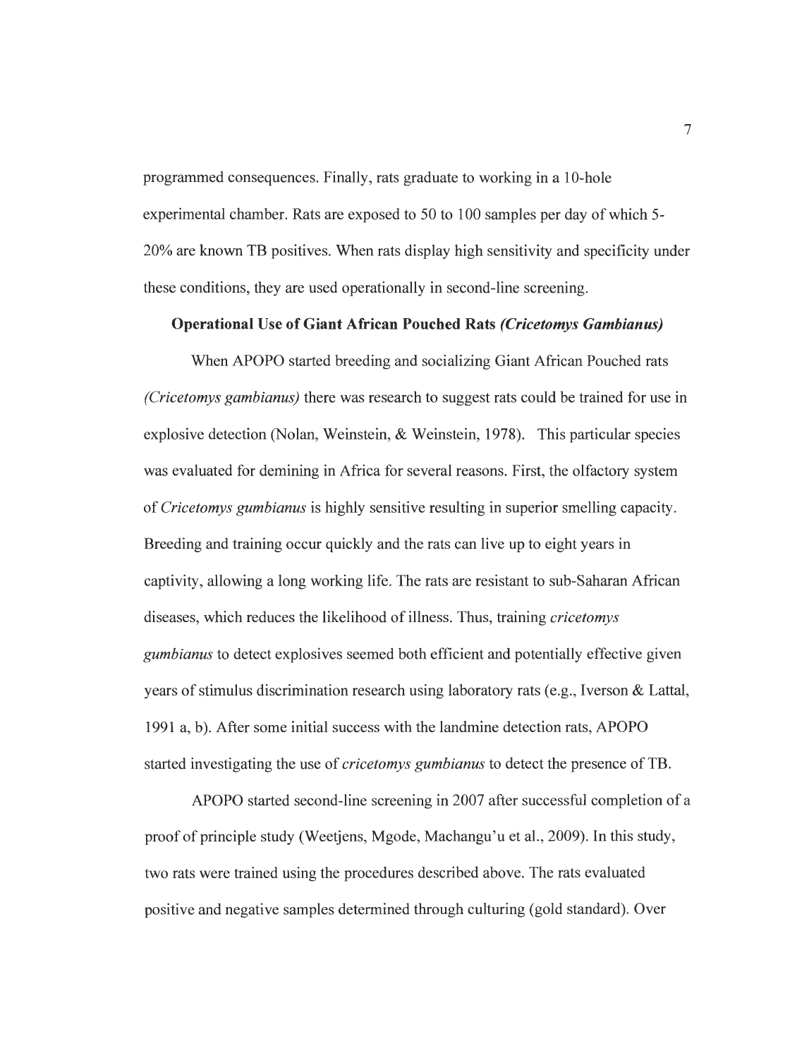programmed consequences. Finally, rats graduate to working in a 10-hole experimental chamber. Rats are exposed to 50 to 100 samples per day of which 5-20% are known TB positives. When rats display high sensitivity and specificity under these conditions, they are used operationally in second-line screening.

### Operational Use of Giant African Pouched Rats *(Cricetomys Gambianus)*

When APOPO started breeding and socializing Giant African Pouched rats *(Cricetomys gambianus)* there was research to suggest rats could be trained for use in explosive detection (Nolan, Weinstein, & Weinstein, 1978). This particular species was evaluated for demining in Africa for several reasons. First, the olfactory system of *Cricetomys gumbianus* is highly sensitive resulting in superior smelling capacity. Breeding and training occur quickly and the rats can live up to eight years in captivity, allowing a long working life. The rats are resistant to sub-Saharan African diseases, which reduces the likelihood of illness. Thus, training *cricetomys gumbianus* to detect explosives seemed both efficient and potentially effective given years of stimulus discrimination research using laboratory rats (e.g., Iverson & Lattal, 1991 a, b). After some initial success with the landmine detection rats, APOPO started investigating the use of *cricetomys gumbianus* to detect the presence of TB.

APOPO started second-line screening in 2007 after successful completion of a proof of principle study (Weetjens, Mgode, Machangu'u et al., 2009). In this study, two rats were trained using the procedures described above. The rats evaluated positive and negative samples determined through culturing (gold standard). Over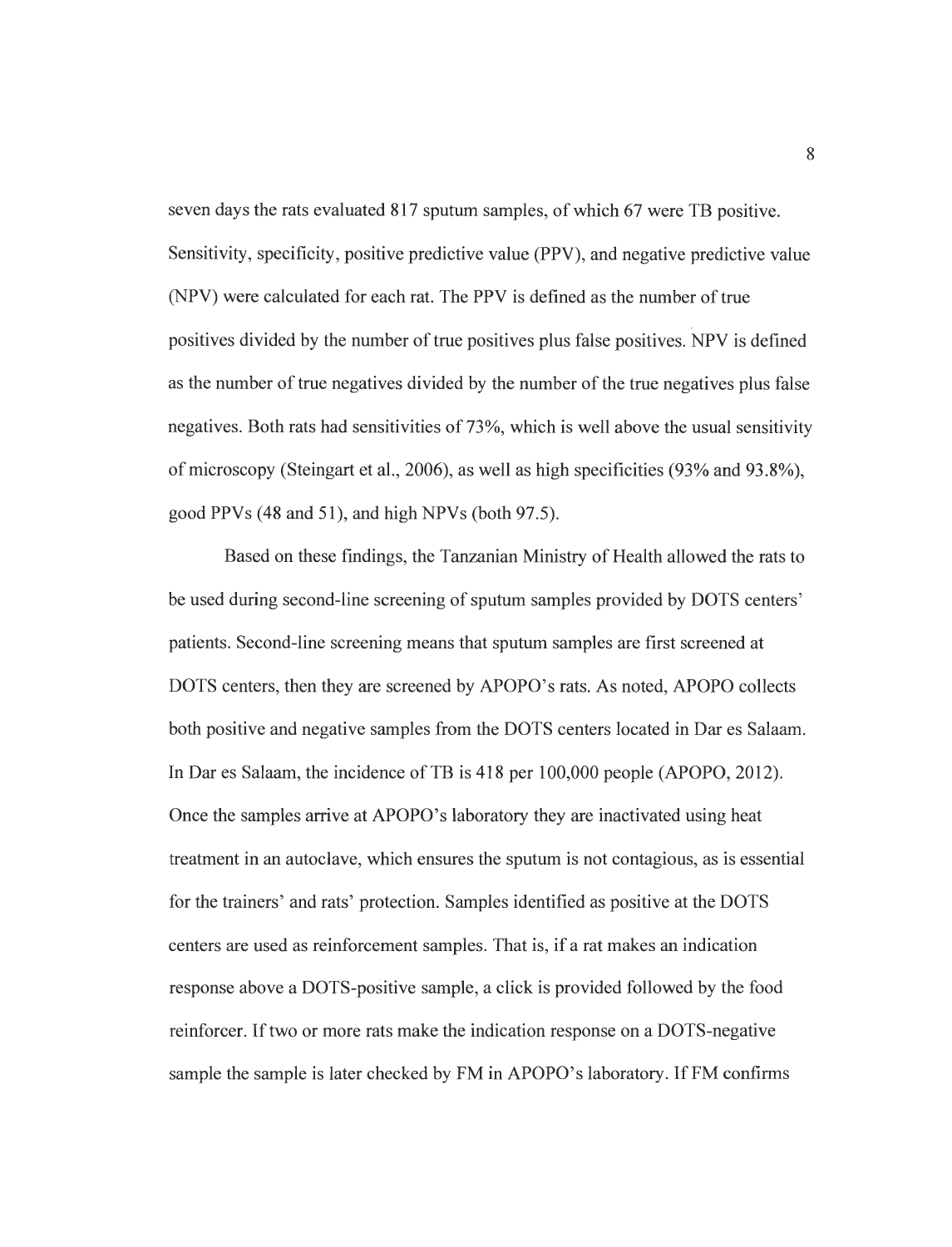seven days the rats evaluated 817 sputum samples, of which 67 were TB positive. Sensitivity, specificity, positive predictive value (PPV), and negative predictive value (NPV) were calculated for each rat. The PPV is defined as the number of true positives divided by the number of true positives plus false positives. NPV is defined as the number of true negatives divided by the number of the true negatives plus false negatives. Both rats had sensitivities of 73%, which is well above the usual sensitivity of microscopy (Steingart et al., 2006), as well as high specificities (93% and 93.8%), good PPVs (48 and 51), and high NPVs (both 97.5).

Based on these findings, the Tanzanian Ministry of Health allowed the rats to be used during second-line screening of sputum samples provided by DOTS centers' patients. Second-line screening means that sputum samples are first screened at DOTS centers, then they are screened by APOPO's rats. As noted, APOPO collects both positive and negative samples from the DOTS centers located in Dar es Salaam. In Dar es Salaam, the incidence of TB is 418 per 100,000 people (APOPO, 2012). Once the samples arrive at APOPO's laboratory they are inactivated using heat treatment in an autoclave, which ensures the sputum is not contagious, as is essential for the trainers' and rats' protection. Samples identified as positive at the DOTS centers are used as reinforcement samples. That is, if a rat makes an indication response above a DOTS-positive sample, a click is provided followed by the food reinforcer. If two or more rats make the indication response on a DOTS-negative sample the sample is later checked by FM in APOPO's laboratory. If FM confirms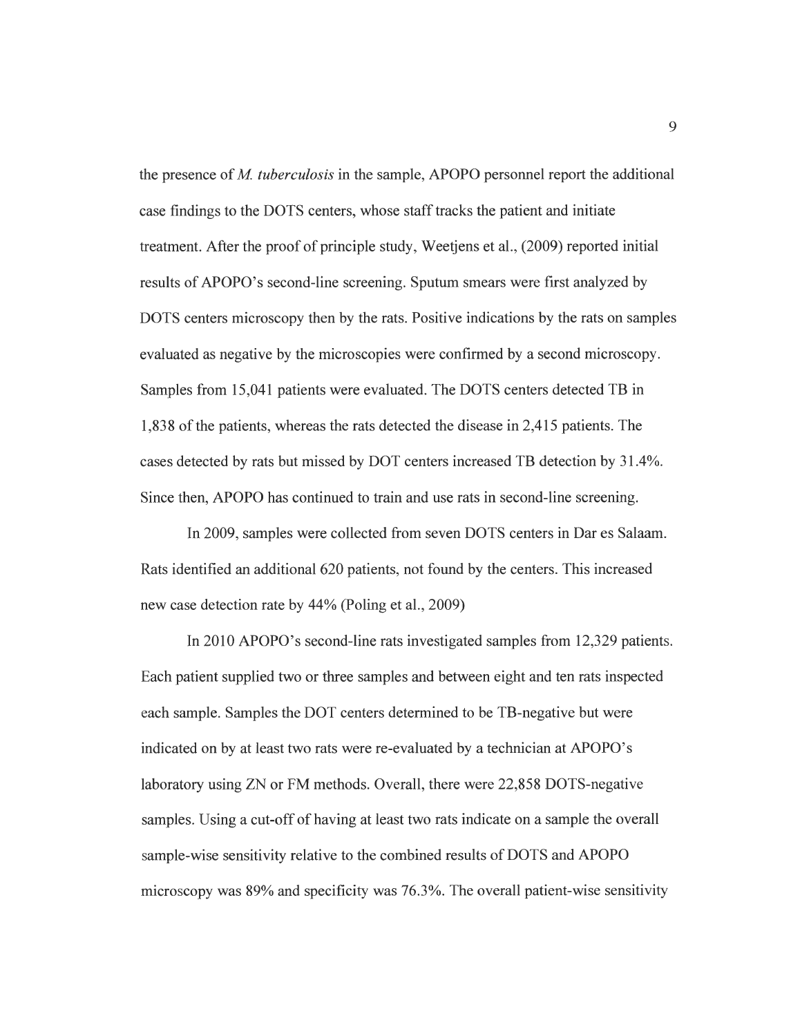the presence of *M. tuberculosis* in the sample, APOPO personnel report the additional case findings to the DOTS centers, whose staff tracks the patient and initiate treatment. After the proof of principle study, Weetjens et al., (2009) reported initial results of APOPO's second-line screening. Sputum smears were first analyzed by DOTS centers microscopy then by the rats. Positive indications by the rats on samples evaluated as negative by the microscopies were confirmed by a second microscopy. Samples from 15,041 patients were evaluated. The DOTS centers detected TB in 1,838 of the patients, whereas the rats detected the disease in 2,415 patients. The cases detected by rats but missed by DOT centers increased TB detection by 31.4%. Since then, APOPO has continued to train and use rats in second-line screening.

In 2009, samples were collected from seven DOTS centers in Dar es Salaam. Rats identified an additional 620 patients, not found by the centers. This increased new case detection rate by 44% (Poling et al., 2009)

In 2010 APOPO's second-line rats investigated samples from 12,329 patients. Each patient supplied two or three samples and between eight and ten rats inspected each sample. Samples the DOT centers determined to be TB-negative but were indicated on by at least two rats were re-evaluated by a technician at APOPO's laboratory using ZN or FM methods. Overall, there were 22,858 DOTS-negative samples. Using a cut-off of having at least two rats indicate on a sample the overall sample-wise sensitivity relative to the combined results of DOTS and APOPO microscopy was 89% and specificity was 76.3%. The overall patient-wise sensitivity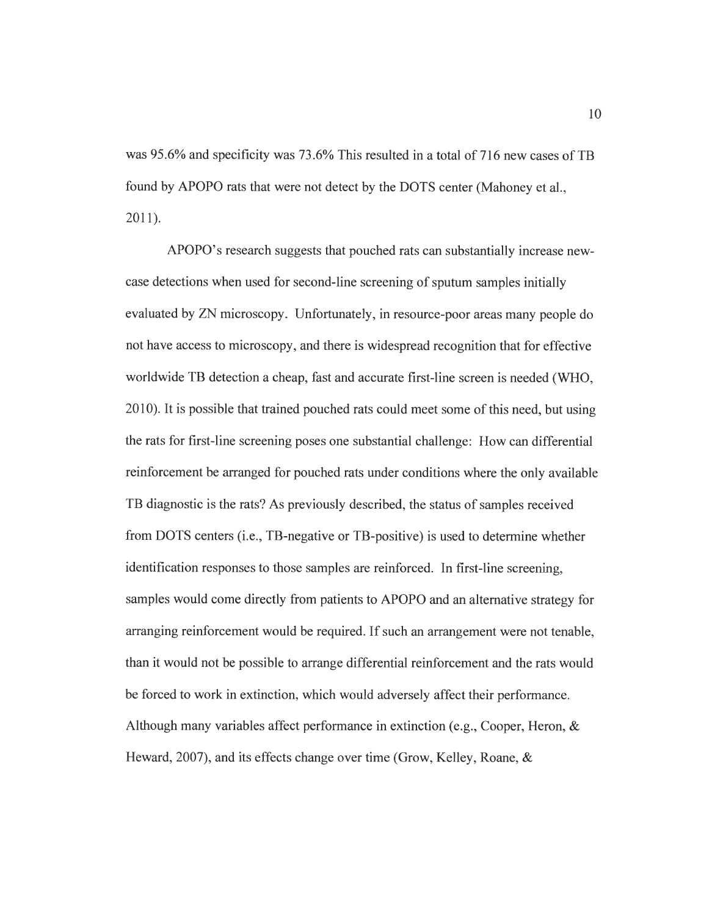was 95.6% and specificity was 73.6% This resulted in a total of 716 new cases of TB found by APOPO rats that were not detect by the DOTS center (Mahoney et al., 2011).

APOPO's research suggests that pouched rats can substantially increase new-case detections when used for second-line screening of sputum samples initially evaluated by ZN microscopy. Unfortunately, in resource-poor areas many people do not have access to microscopy, and there is widespread recognition that for effective worldwide TB detection a cheap, fast and accurate first-line screen is needed (WHO, 2010). It is possible that trained pouched rats could meet some of this need, but using the rats for first-line screening poses one substantial challenge: How can differential reinforcement be arranged for pouched rats under conditions where the only available TB diagnostic is the rats? As previously described, the status of samples received from DOTS centers (i.e., TB-negative or TB-positive) is used to determine whether identification responses to those samples are reinforced. In first-line screening, samples would come directly from patients to APOPO and an alternative strategy for arranging reinforcement would be required. If such an arrangement were not tenable, than it would not be possible to arrange differential reinforcement and the rats would be forced to work in extinction, which would adversely affect their performance. Although many variables affect performance in extinction (e.g., Cooper, Heron, & Heward, 2007), and its effects change over time (Grow, Kelley, Roane, &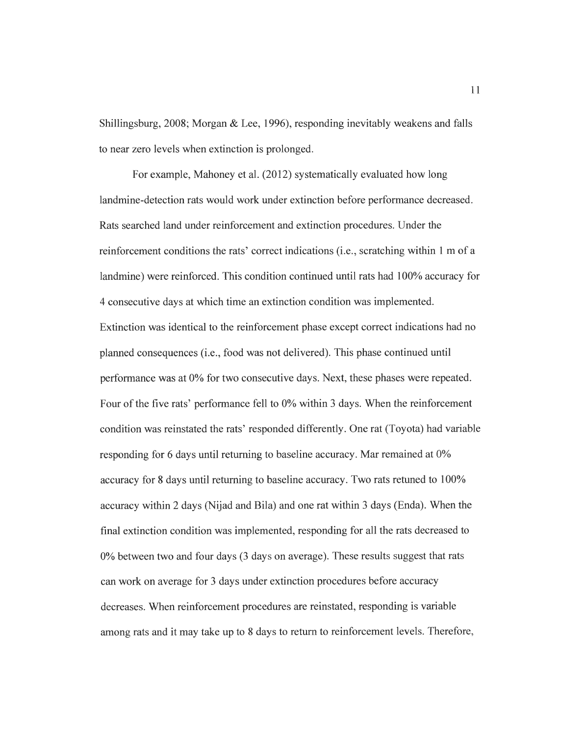Shillingsburg, 2008; Morgan & Lee, 1996), responding inevitably weakens and falls to near zero levels when extinction is prolonged.

For example, Mahoney et al. (2012) systematically evaluated how long landmine-detection rats would work under extinction before performance decreased. Rats searched land under reinforcement and extinction procedures. Under the reinforcement conditions the rats' correct indications (i.e., scratching within 1 m of a landmine) were reinforced. This condition continued until rats had 100% accuracy for 4 consecutive days at which time an extinction condition was implemented. Extinction was identical to the reinforcement phase except correct indications had no planned consequences (i.e., food was not delivered). This phase continued until performance was at 0% for two consecutive days. Next, these phases were repeated. Four of the five rats' performance fell to 0% within 3 days. When the reinforcement condition was reinstated the rats' responded differently. One rat (Toyota) had variable responding for 6 days until returning to baseline accuracy. Mar remained at 0% accuracy for 8 days until returning to baseline accuracy. Two rats retuned to 100% accuracy within 2 days (Nijad and Bila) and one rat within 3 days (Enda). When the final extinction condition was implemented, responding for all the rats decreased to 0% between two and four days (3 days on average). These results suggest that rats can work on average for 3 days under extinction procedures before accuracy decreases. When reinforcement procedures are reinstated, responding is variable among rats and it may take up to 8 days to return to reinforcement levels. Therefore,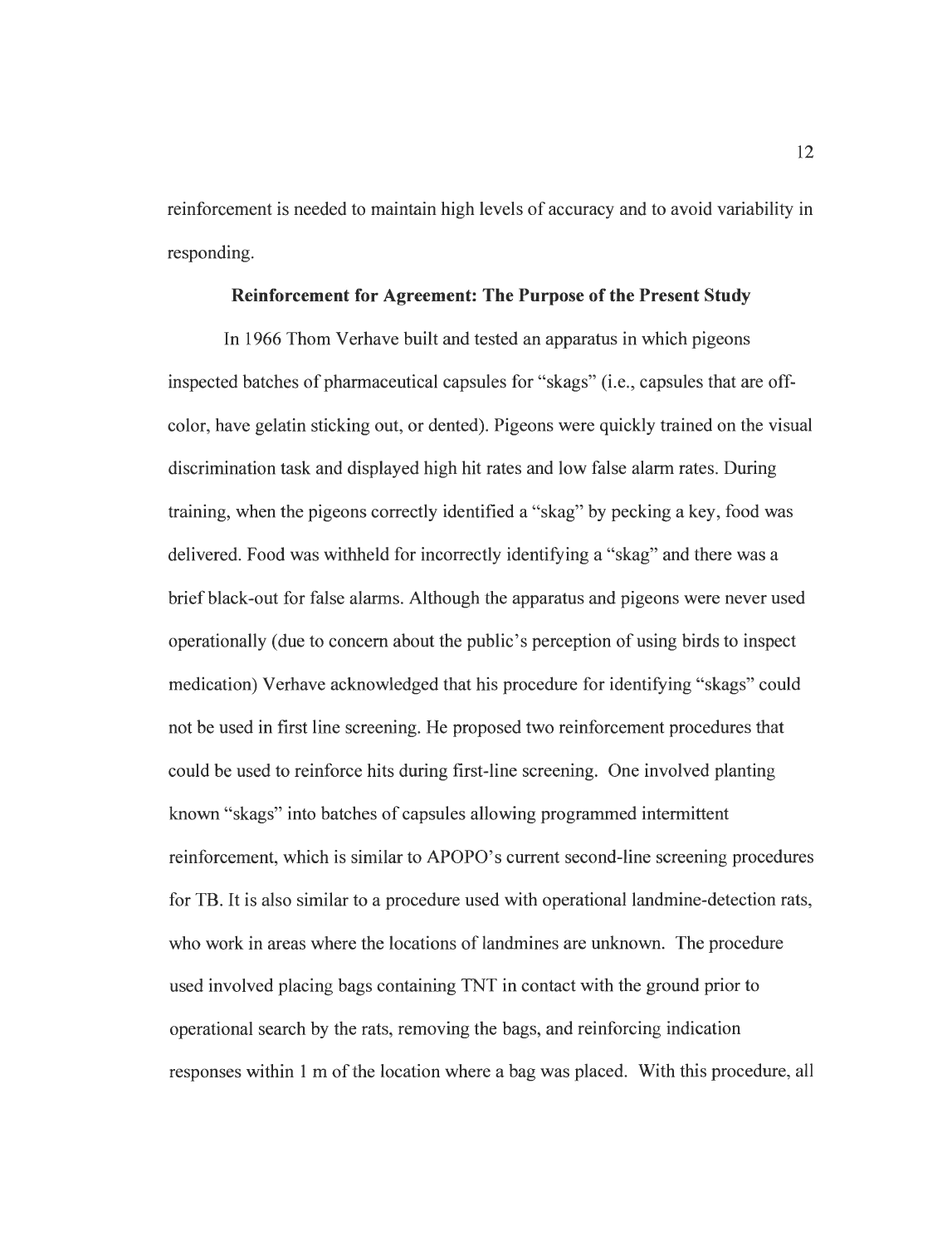reinforcement is needed to maintain high levels of accuracy and to avoid variability in responding.

## Reinforcement for Agreement: The Purpose of the Present Study

In 1966 Thom Verhave built and tested an apparatus in which pigeons inspected batches of pharmaceutical capsules for "skags" (i.e., capsules that are off-color, have gelatin sticking out, or dented). Pigeons were quickly trained on the visual discrimination task and displayed high hit rates and low false alarm rates. During training, when the pigeons correctly identified a "skag" by pecking a key, food was delivered. Food was withheld for incorrectly identifying a "skag" and there was a brief black-out for false alarms. Although the apparatus and pigeons were never used operationally (due to concern about the public's perception of using birds to inspect medication) Verhave acknowledged that his procedure for identifying "skags" could not be used in first line screening. He proposed two reinforcement procedures that could be used to reinforce hits during first-line screening. One involved planting known "skags" into batches of capsules allowing programmed intermittent reinforcement, which is similar to APOPO's current second-line screening procedures for TB. It is also similar to a procedure used with operational landmine-detection rats, who work in areas where the locations of landmines are unknown. The procedure used involved placing bags containing TNT in contact with the ground prior to operational search by the rats, removing the bags, and reinforcing indication responses within 1 m of the location where a bag was placed. With this procedure, all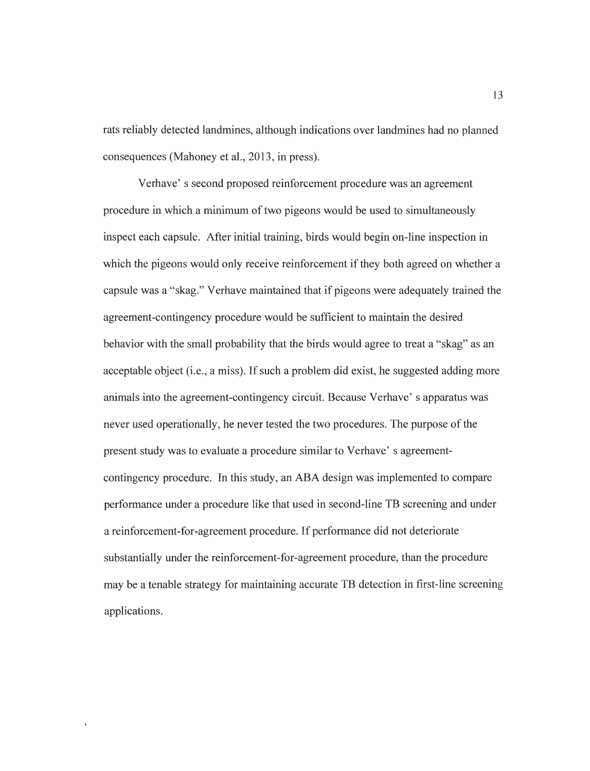rats reliably detected landmines, although indications over landmines had no planned consequences (Mahoney et al., 2013, in press).

Verhave' s second proposed reinforcement procedure was an agreement procedure in which a minimum of two pigeons would be used to simultaneously inspect each capsule. After initial training, birds would begin on-line inspection in which the pigeons would only receive reinforcement if they both agreed on whether a capsule was a "skag." Verhave maintained that if pigeons were adequately trained the agreement-contingency procedure would be sufficient to maintain the desired behavior with the small probability that the birds would agree to treat a "skag" as an acceptable object (i.e., a miss). If such a problem did exist, he suggested adding more animals into the agreement-contingency circuit. Because Verhave' s apparatus was never used operationally, he never tested the two procedures. The purpose of the present study was to evaluate a procedure similar to Verhave' s agreement-contingency procedure. In this study, an ABA design was implemented to compare performance under a procedure like that used in second-line TB screening and under a reinforcement-for-agreement procedure. If performance did not deteriorate substantially under the reinforcement-for-agreement procedure, than the procedure may be a tenable strategy for maintaining accurate TB detection in first-line screening applications.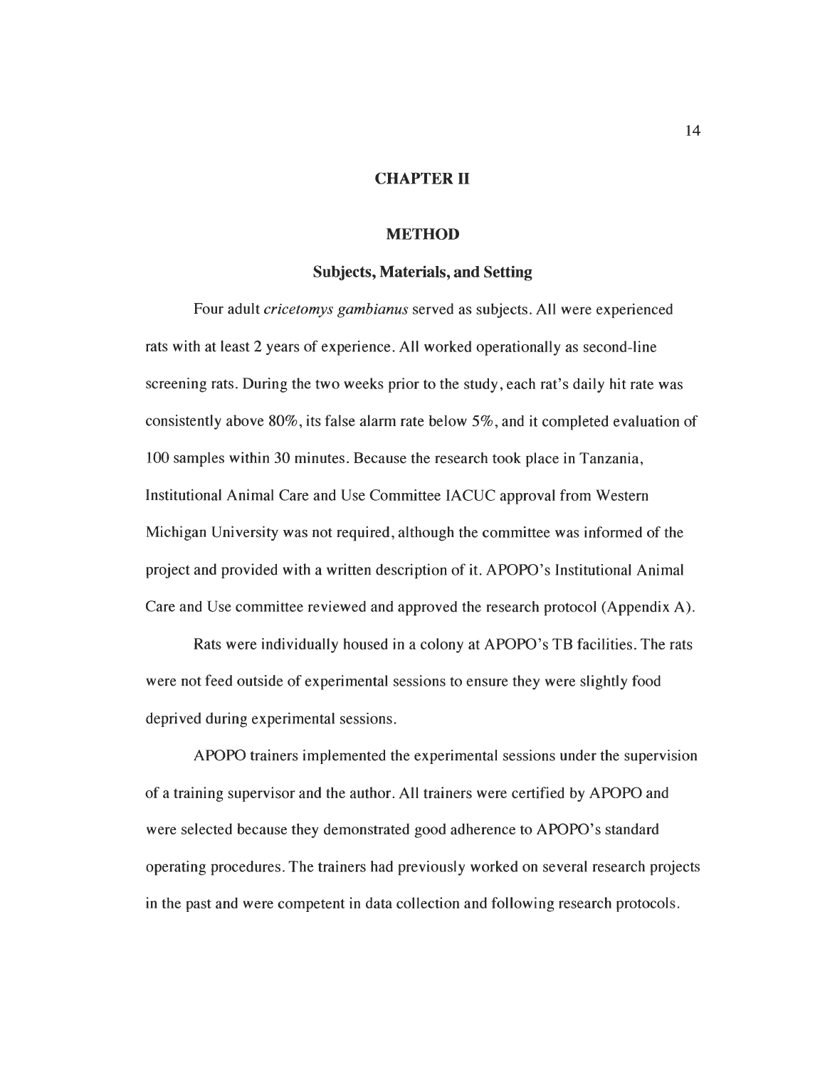# CHAPTER II

# METHOD

## Subjects, Materials, and Setting

Four adult *cricetomys gambianus* served as subjects. All were experienced rats with at least 2 years of experience. All worked operationally as second-line screening rats. During the two weeks prior to the study, each rat's daily hit rate was consistently above 80%, its false alarm rate below 5%, and it completed evaluation of 100 samples within 30 minutes. Because the research took place in Tanzania, Institutional Animal Care and Use Committee IACUC approval from Western Michigan University was not required, although the committee was informed of the project and provided with a written description of it. APOPO's Institutional Animal Care and Use committee reviewed and approved the research protocol (Appendix A).

Rats were individually housed in a colony at APOPO's TB facilities. The rats were not feed outside of experimental sessions to ensure they were slightly food deprived during experimental sessions.

APOPO trainers implemented the experimental sessions under the supervision of a training supervisor and the author. All trainers were certified by APOPO and were selected because they demonstrated good adherence to APOPO's standard operating procedures. The trainers had previously worked on several research projects in the past and were competent in data collection and following research protocols.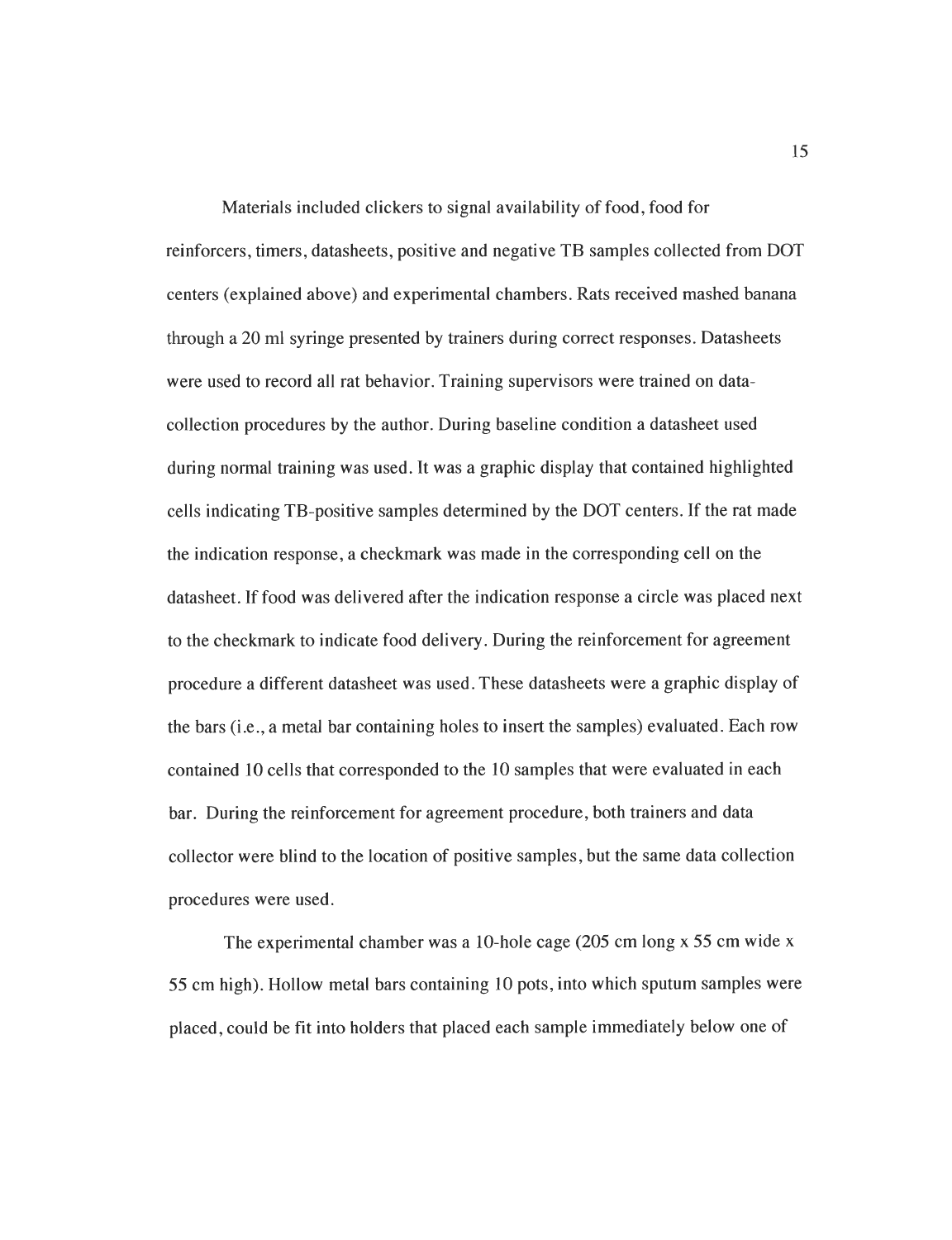Materials included clickers to signal availability of food, food for reinforcers, timers, datasheets, positive and negative TB samples collected from DOT centers (explained above) and experimental chambers. Rats received mashed banana through a 20 ml syringe presented by trainers during correct responses. Datasheets were used to record all rat behavior. Training supervisors were trained on data-collection procedures by the author. During baseline condition a datasheet used during normal training was used. It was a graphic display that contained highlighted cells indicating TB-positive samples determined by the DOT centers. If the rat made the indication response, a checkmark was made in the corresponding cell on the datasheet. If food was delivered after the indication response a circle was placed next to the checkmark to indicate food delivery. During the reinforcement for agreement procedure a different datasheet was used. These datasheets were a graphic display of the bars (i.e., a metal bar containing holes to insert the samples) evaluated. Each row contained 10 cells that corresponded to the 10 samples that were evaluated in each bar. During the reinforcement for agreement procedure, both trainers and data collector were blind to the location of positive samples, but the same data collection procedures were used.

The experimental chamber was a 10-hole cage (205 cm long x 55 cm wide x 55 cm high). Hollow metal bars containing 10 pots, into which sputum samples were placed, could be fit into holders that placed each sample immediately below one of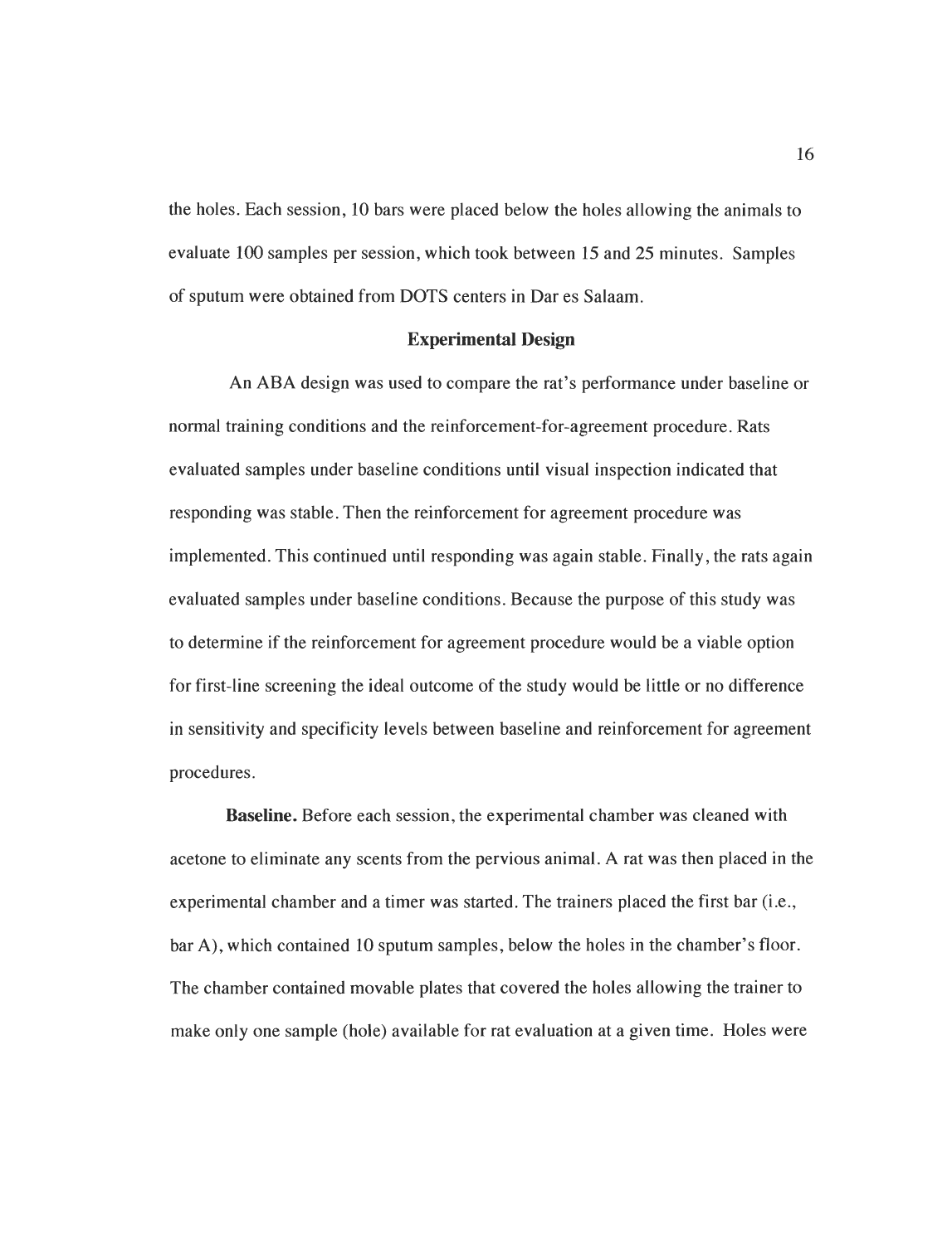the holes. Each session, 10 bars were placed below the holes allowing the animals to evaluate 100 samples per session, which took between 15 and 25 minutes. Samples of sputum were obtained from DOTS centers in Dar es Salaam.

## Experimental Design

An ABA design was used to compare the rat's performance under baseline or normal training conditions and the reinforcement-for-agreement procedure. Rats evaluated samples under baseline conditions until visual inspection indicated that responding was stable. Then the reinforcement for agreement procedure was implemented. This continued until responding was again stable. Finally, the rats again evaluated samples under baseline conditions. Because the purpose of this study was to determine if the reinforcement for agreement procedure would be a viable option for first-line screening the ideal outcome of the study would be little or no difference in sensitivity and specificity levels between baseline and reinforcement for agreement procedures.

**Baseline.** Before each session, the experimental chamber was cleaned with acetone to eliminate any scents from the pervious animal. A rat was then placed in the experimental chamber and a timer was started. The trainers placed the first bar (i.e., bar A), which contained 10 sputum samples, below the holes in the chamber's floor. The chamber contained movable plates that covered the holes allowing the trainer to make only one sample (hole) available for rat evaluation at a given time. Holes were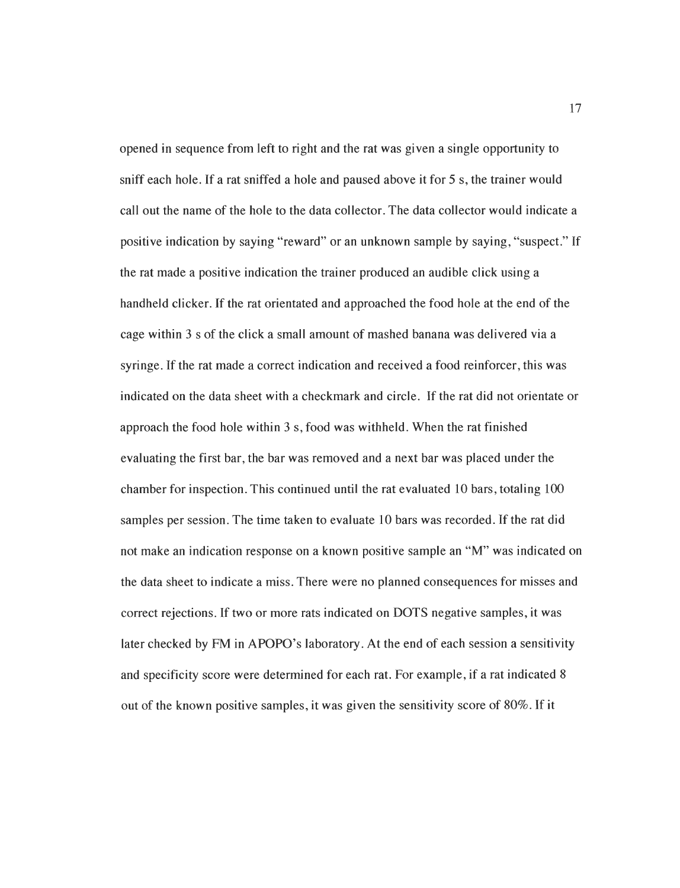opened in sequence from left to right and the rat was given a single opportunity to sniff each hole. If a rat sniffed a hole and paused above it for 5 s, the trainer would call out the name of the hole to the data collector. The data collector would indicate a positive indication by saying "reward" or an unknown sample by saying, "suspect." If the rat made a positive indication the trainer produced an audible click using a handheld clicker. If the rat orientated and approached the food hole at the end of the cage within 3 s of the click a small amount of mashed banana was delivered via a syringe. If the rat made a correct indication and received a food reinforcer, this was indicated on the data sheet with a checkmark and circle. If the rat did not orientate or approach the food hole within 3 s, food was withheld. When the rat finished evaluating the first bar, the bar was removed and a next bar was placed under the chamber for inspection. This continued until the rat evaluated 10 bars, totaling 100 samples per session. The time taken to evaluate 10 bars was recorded. If the rat did not make an indication response on a known positive sample an "M" was indicated on the data sheet to indicate a miss. There were no planned consequences for misses and correct rejections. If two or more rats indicated on DOTS negative samples, it was later checked by FM in APOPO's laboratory. At the end of each session a sensitivity and specificity score were determined for each rat. For example, if a rat indicated 8 out of the known positive samples, it was given the sensitivity score of 80%. If it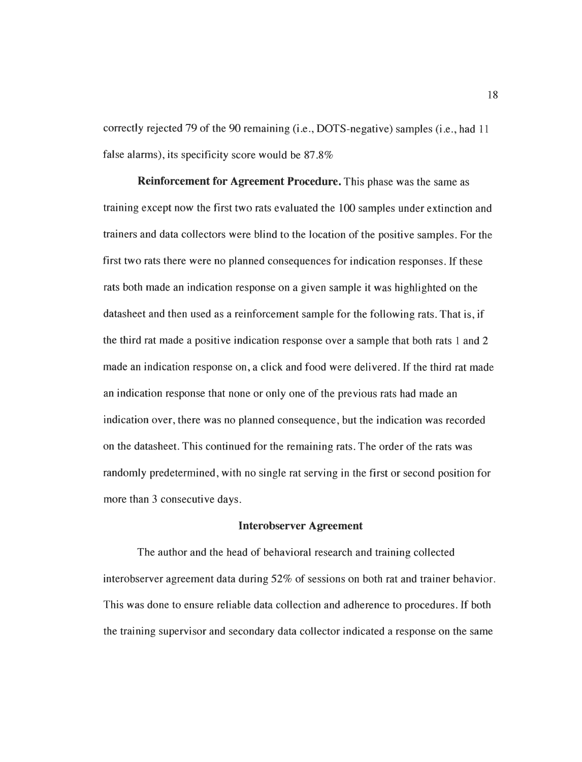correctly rejected 79 of the 90 remaining (i.e., DOTS-negative) samples (i.e., had 11 false alarms), its specificity score would be 87.8%

**Reinforcement for Agreement Procedure.** This phase was the same as training except now the first two rats evaluated the 100 samples under extinction and trainers and data collectors were blind to the location of the positive samples. For the first two rats there were no planned consequences for indication responses. If these rats both made an indication response on a given sample it was highlighted on the datasheet and then used as a reinforcement sample for the following rats. That is, if the third rat made a positive indication response over a sample that both rats 1 and 2 made an indication response on, a click and food were delivered. If the third rat made an indication response that none or only one of the previous rats had made an indication over, there was no planned consequence, but the indication was recorded on the datasheet. This continued for the remaining rats. The order of the rats was randomly predetermined, with no single rat serving in the first or second position for more than 3 consecutive days.

## Interobserver Agreement

The author and the head of behavioral research and training collected interobserver agreement data during 52% of sessions on both rat and trainer behavior. This was done to ensure reliable data collection and adherence to procedures. If both the training supervisor and secondary data collector indicated a response on the same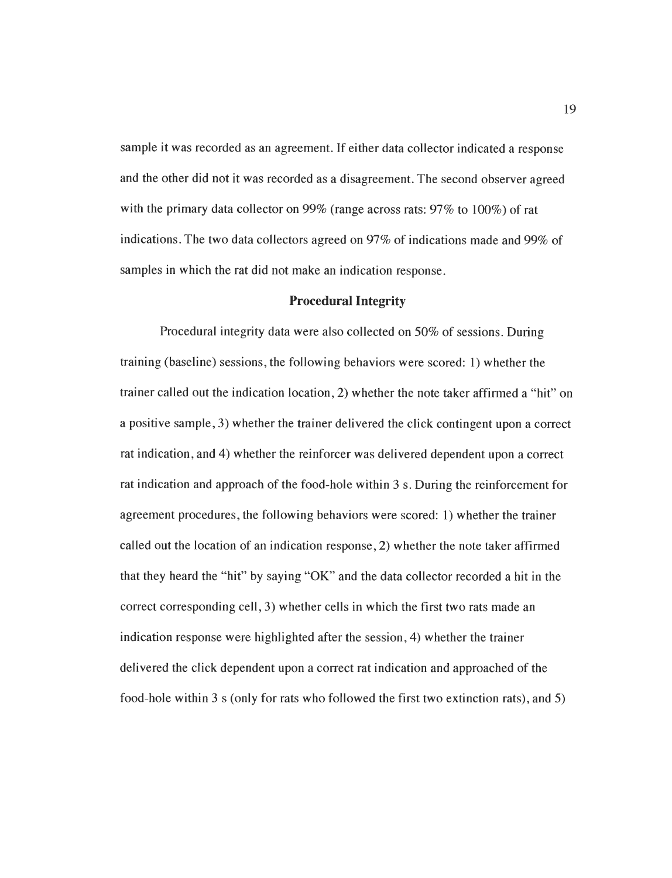sample it was recorded as an agreement. If either data collector indicated a response and the other did not it was recorded as a disagreement. The second observer agreed with the primary data collector on 99% (range across rats: 97% to 100%) of rat indications. The two data collectors agreed on 97% of indications made and 99% of samples in which the rat did not make an indication response.

## Procedural Integrity

Procedural integrity data were also collected on 50% of sessions. During training (baseline) sessions, the following behaviors were scored: 1) whether the trainer called out the indication location, 2) whether the note taker affirmed a "hit" on a positive sample, 3) whether the trainer delivered the click contingent upon a correct rat indication, and 4) whether the reinforcer was delivered dependent upon a correct rat indication and approach of the food-hole within 3 s. During the reinforcement for agreement procedures, the following behaviors were scored: 1) whether the trainer called out the location of an indication response, 2) whether the note taker affirmed that they heard the "hit" by saying "OK" and the data collector recorded a hit in the correct corresponding cell, 3) whether cells in which the first two rats made an indication response were highlighted after the session, 4) whether the trainer delivered the click dependent upon a correct rat indication and approached of the food-hole within 3 s (only for rats who followed the first two extinction rats), and 5)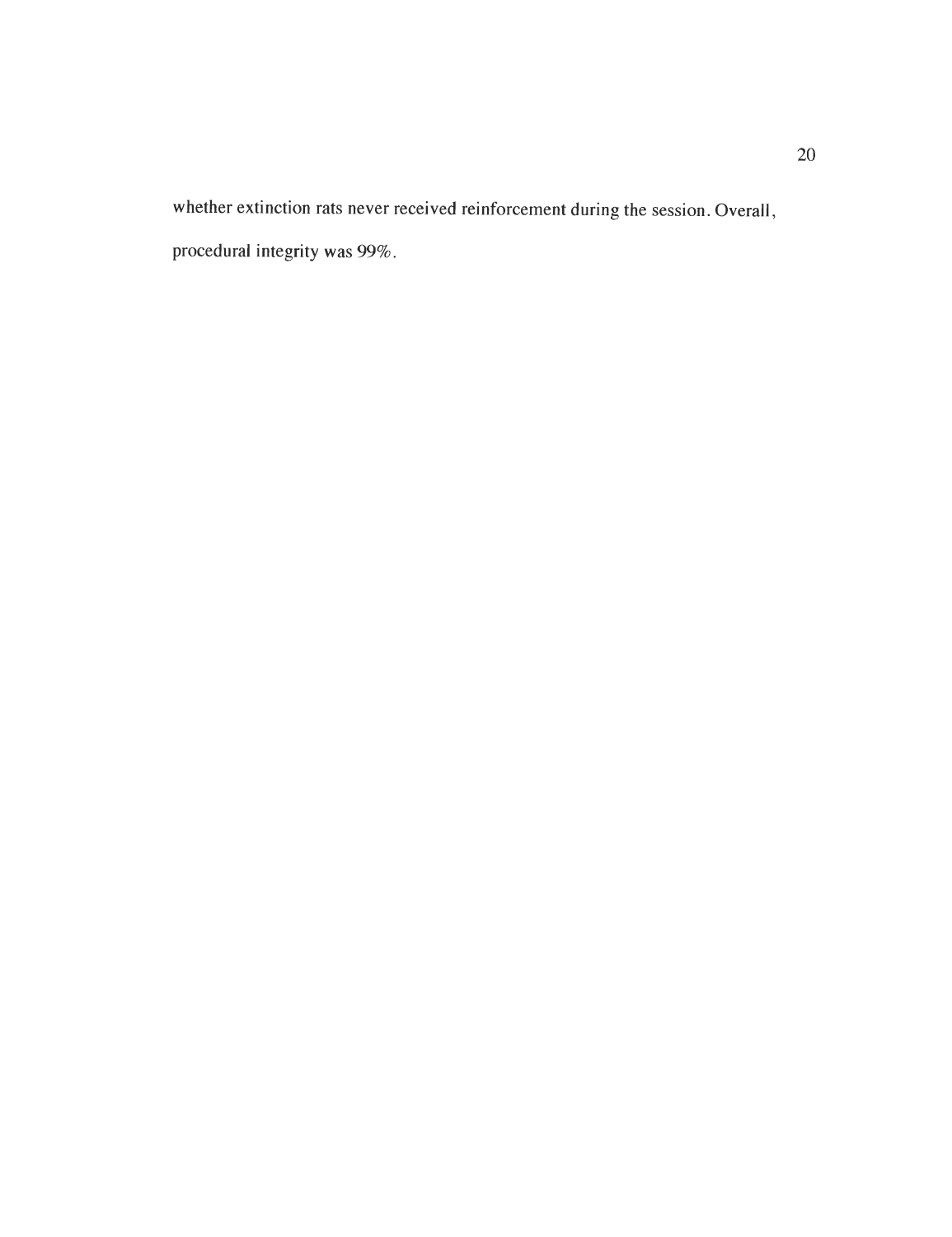whether extinction rats never received reinforcement during the session. Overall, procedural integrity was 99%.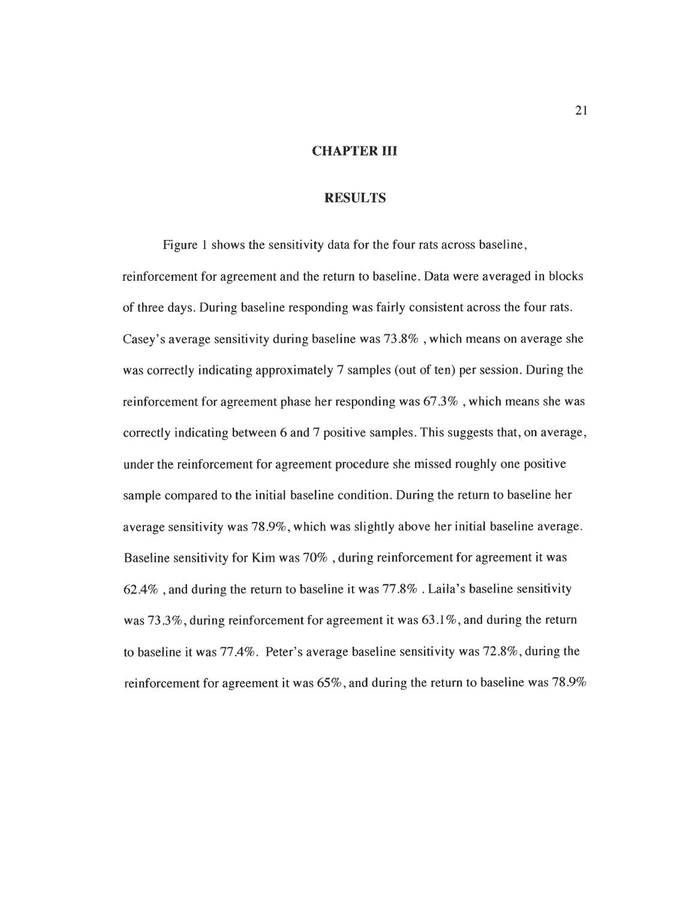# CHAPTER III

## RESULTS

Figure 1 shows the sensitivity data for the four rats across baseline, reinforcement for agreement and the return to baseline. Data were averaged in blocks of three days. During baseline responding was fairly consistent across the four rats. Casey's average sensitivity during baseline was 73.8% , which means on average she was correctly indicating approximately 7 samples (out of ten) per session. During the reinforcement for agreement phase her responding was 67.3% , which means she was correctly indicating between 6 and 7 positive samples. This suggests that, on average, under the reinforcement for agreement procedure she missed roughly one positive sample compared to the initial baseline condition. During the return to baseline her average sensitivity was 78.9%, which was slightly above her initial baseline average. Baseline sensitivity for Kim was 70% , during reinforcement for agreement it was 62.4% , and during the return to baseline it was 77.8% . Laila's baseline sensitivity was 73.3%, during reinforcement for agreement it was 63.1%, and during the return to baseline it was 77.4%. Peter's average baseline sensitivity was 72.8%, during the reinforcement for agreement it was 65%, and during the return to baseline was 78.9%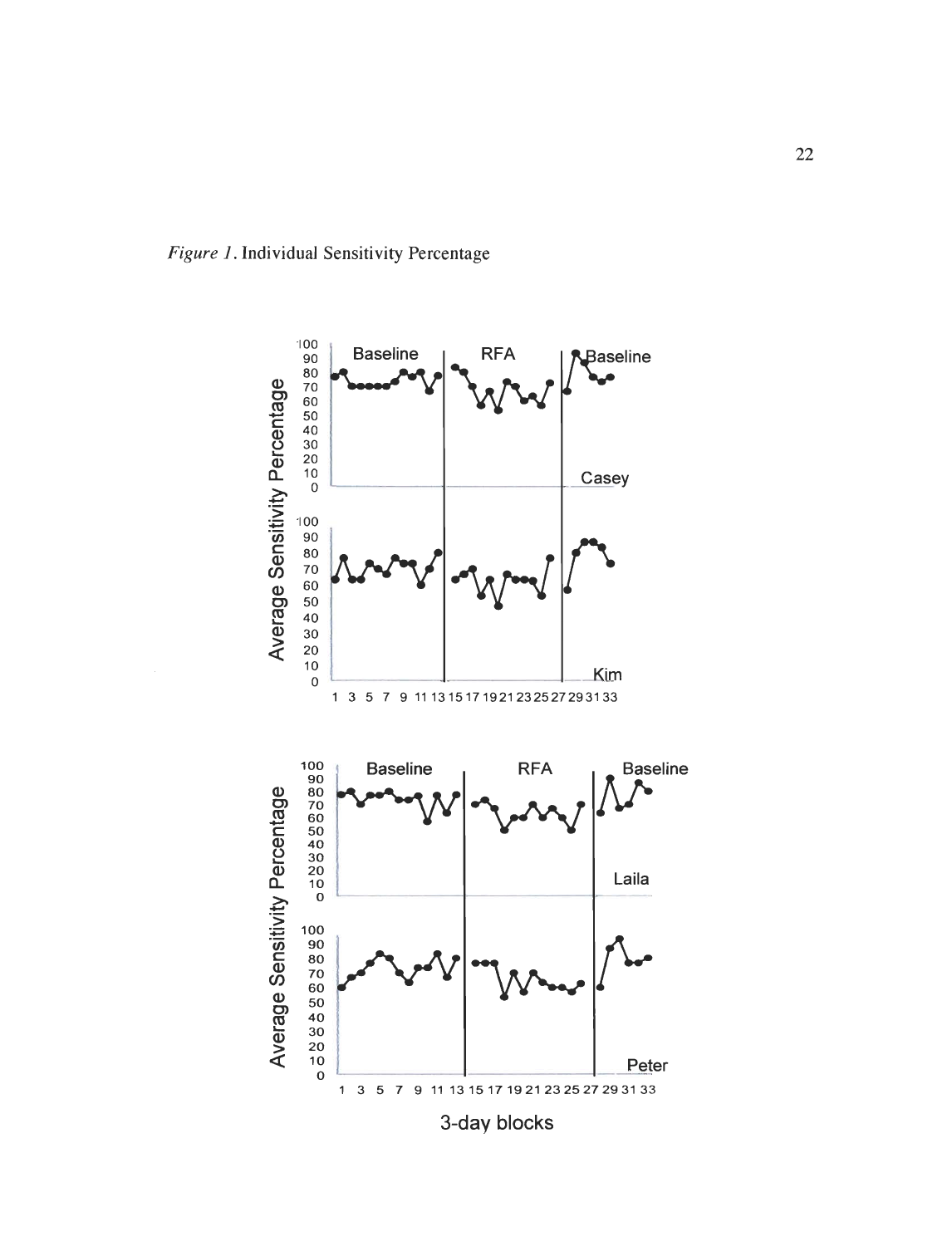*Figure 1*. Individual Sensitivity Percentage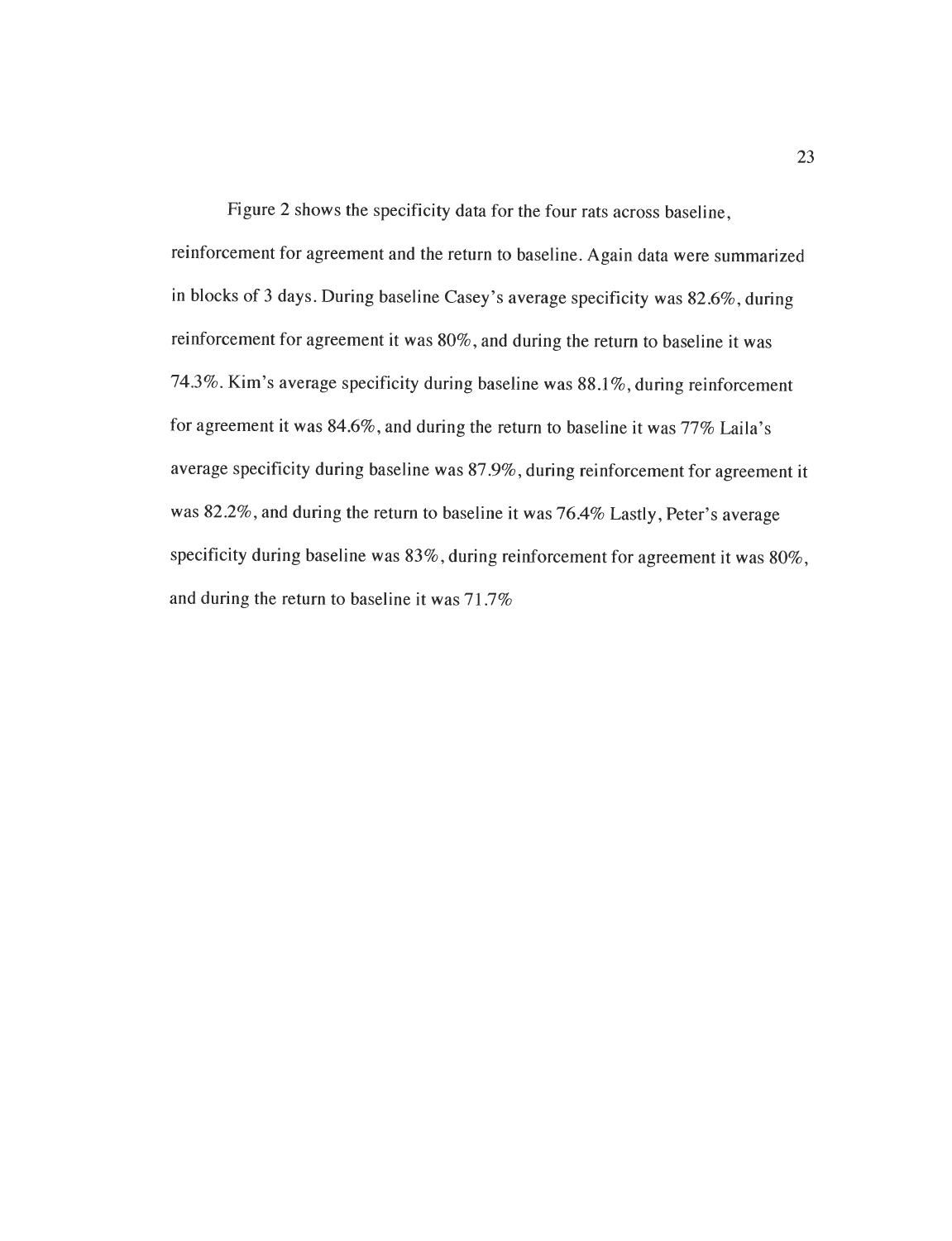Figure 2 shows the specificity data for the four rats across baseline, reinforcement for agreement and the return to baseline. Again data were summarized in blocks of 3 days. During baseline Casey's average specificity was 82.6%, during reinforcement for agreement it was 80%, and during the return to baseline it was 74.3%. Kim's average specificity during baseline was 88.1%, during reinforcement for agreement it was 84.6%, and during the return to baseline it was 77% Laila's average specificity during baseline was 87.9%, during reinforcement for agreement it was 82.2%, and during the return to baseline it was 76.4% Lastly, Peter's average specificity during baseline was 83%, during reinforcement for agreement it was 80%, and during the return to baseline it was 71.7%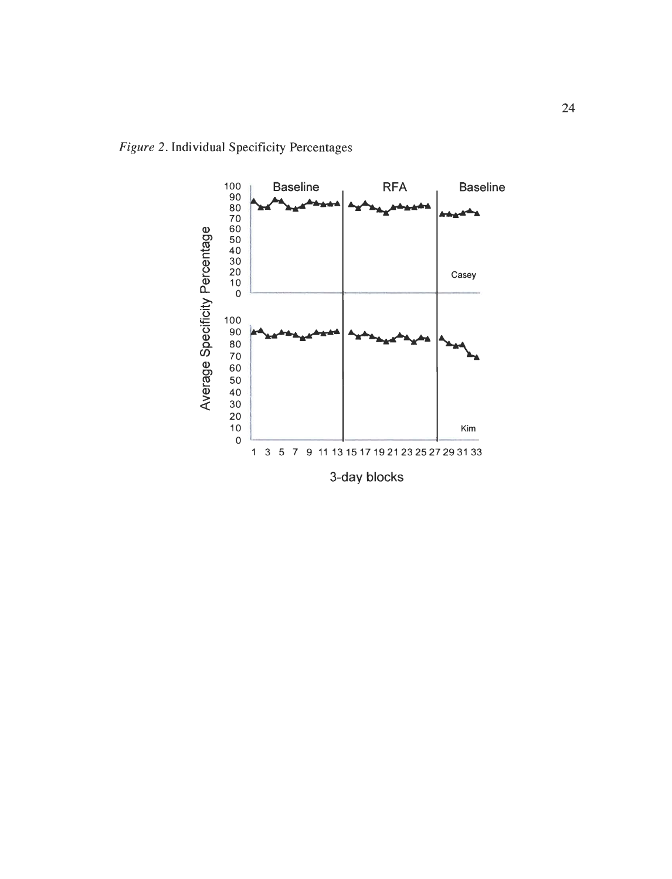*Figure 2*. Individual Specificity Percentages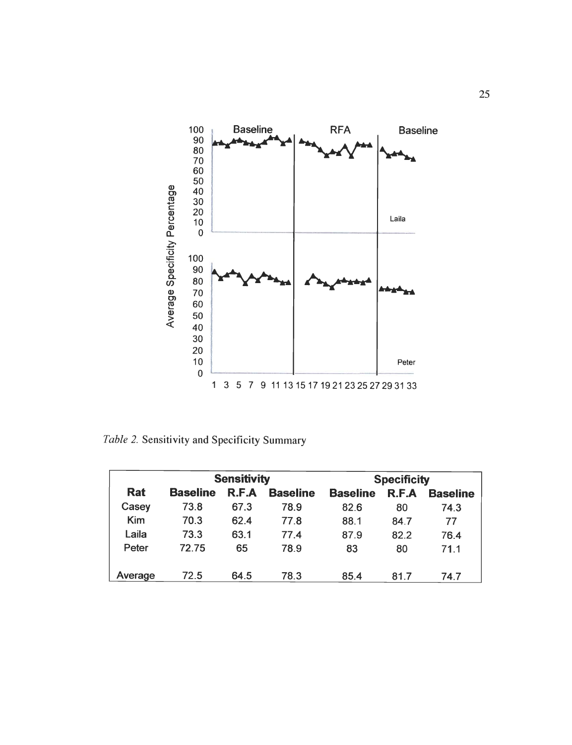*Table 2.* Sensitivity and Specificity Summary

| Rat | Sensitivity | | | Specificity | | |
|---|---|---|---|---|---|---|
| | Baseline | R.F.A | Baseline | Baseline | R.F.A | Baseline |
| Casey | 73.8 | 67.3 | 78.9 | 82.6 | 80 | 74.3 |
| Kim | 70.3 | 62.4 | 77.8 | 88.1 | 84.7 | 77 |
| Laila | 73.3 | 63.1 | 77.4 | 87.9 | 82.2 | 76.4 |
| Peter | 72.75 | 65 | 78.9 | 83 | 80 | 71.1 |
| Average | 72.5 | 64.5 | 78.3 | 85.4 | 81.7 | 74.7 |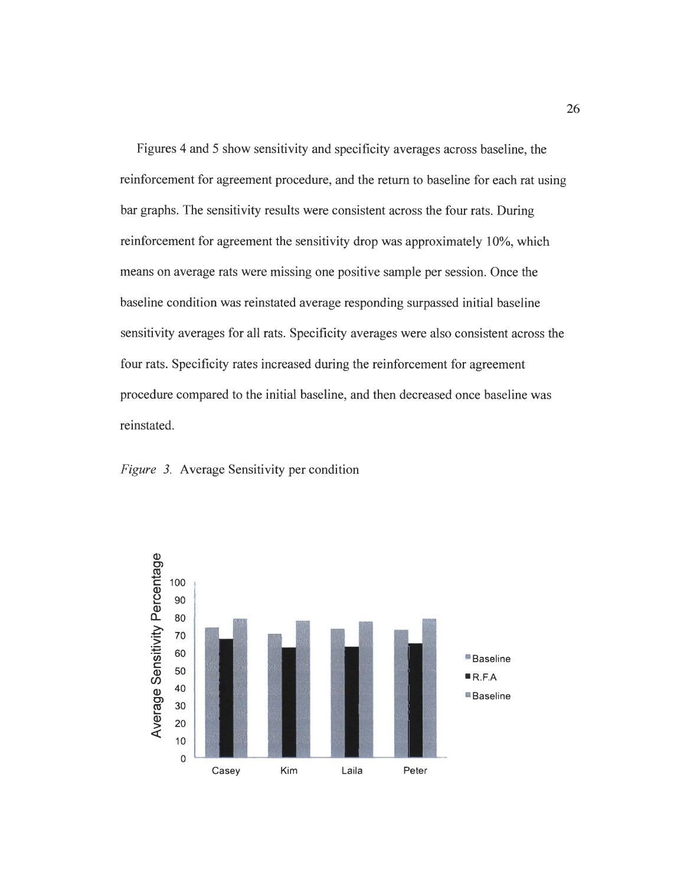Figures 4 and 5 show sensitivity and specificity averages across baseline, the reinforcement for agreement procedure, and the return to baseline for each rat using bar graphs. The sensitivity results were consistent across the four rats. During reinforcement for agreement the sensitivity drop was approximately 10%, which means on average rats were missing one positive sample per session. Once the baseline condition was reinstated average responding surpassed initial baseline sensitivity averages for all rats. Specificity averages were also consistent across the four rats. Specificity rates increased during the reinforcement for agreement procedure compared to the initial baseline, and then decreased once baseline was reinstated.

*Figure 3.* Average Sensitivity per condition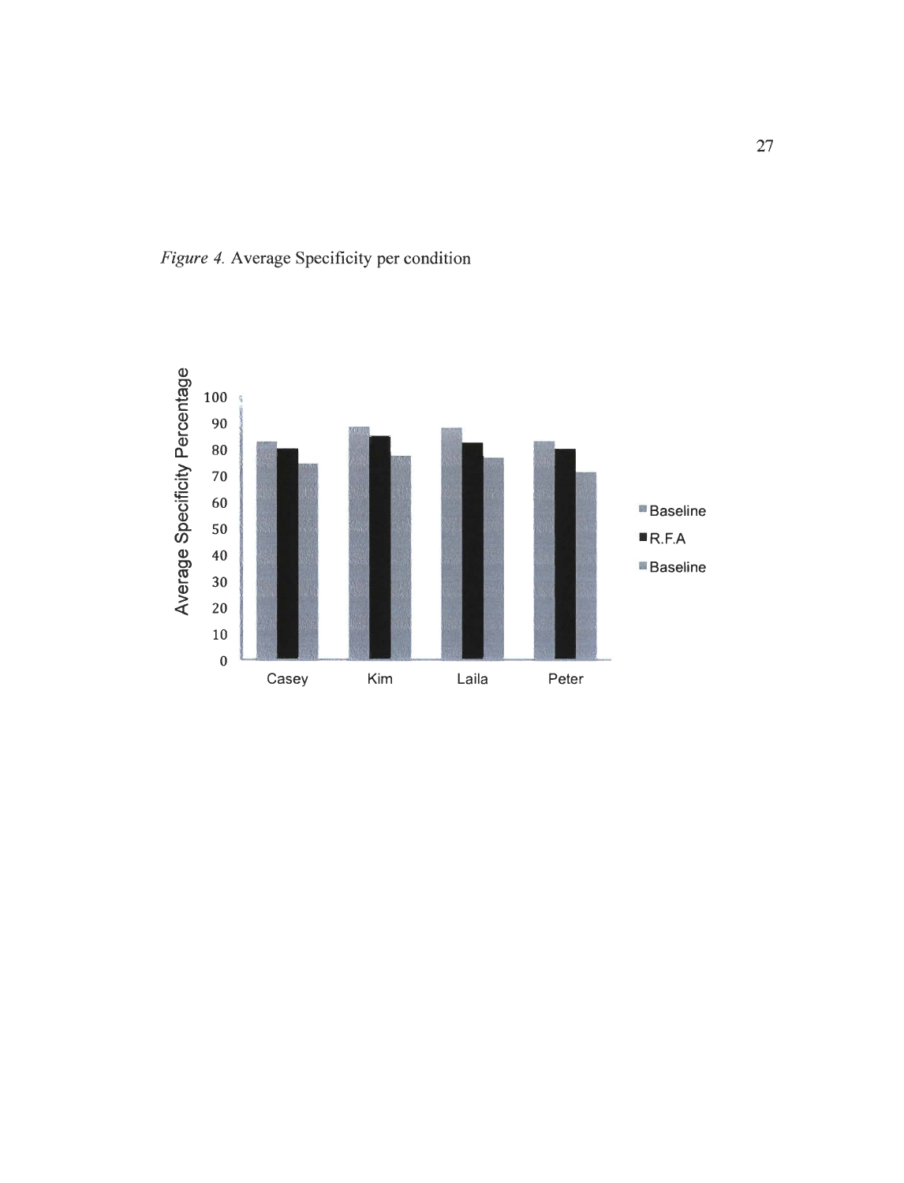*Figure 4.* Average Specificity per condition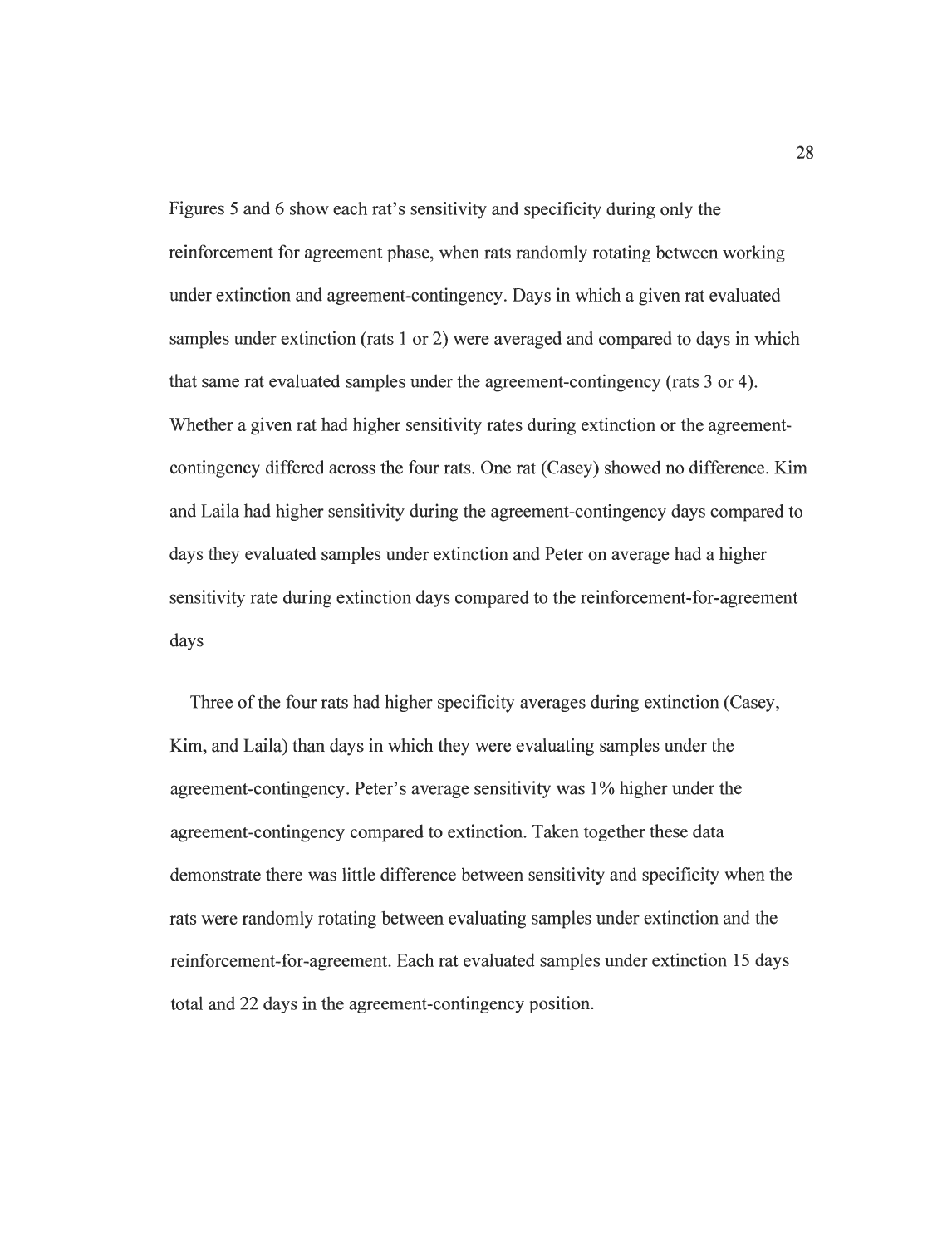Figures 5 and 6 show each rat's sensitivity and specificity during only the reinforcement for agreement phase, when rats randomly rotating between working under extinction and agreement-contingency. Days in which a given rat evaluated samples under extinction (rats 1 or 2) were averaged and compared to days in which that same rat evaluated samples under the agreement-contingency (rats 3 or 4). Whether a given rat had higher sensitivity rates during extinction or the agreement-contingency differed across the four rats. One rat (Casey) showed no difference. Kim and Laila had higher sensitivity during the agreement-contingency days compared to days they evaluated samples under extinction and Peter on average had a higher sensitivity rate during extinction days compared to the reinforcement-for-agreement days

Three of the four rats had higher specificity averages during extinction (Casey, Kim, and Laila) than days in which they were evaluating samples under the agreement-contingency. Peter's average sensitivity was 1% higher under the agreement-contingency compared to extinction. Taken together these data demonstrate there was little difference between sensitivity and specificity when the rats were randomly rotating between evaluating samples under extinction and the reinforcement-for-agreement. Each rat evaluated samples under extinction 15 days total and 22 days in the agreement-contingency position.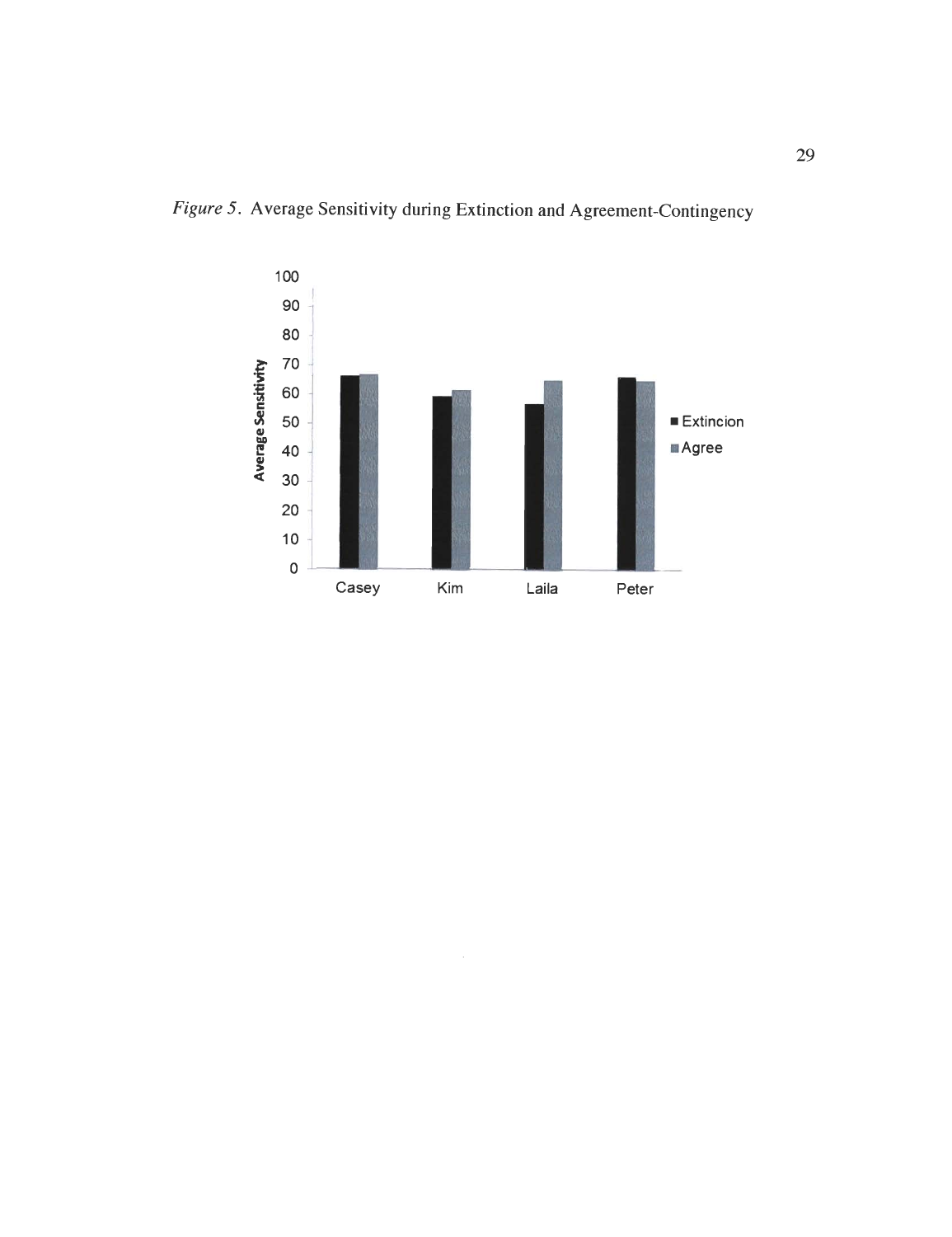*Figure 5.* Average Sensitivity during Extinction and Agreement-Contingency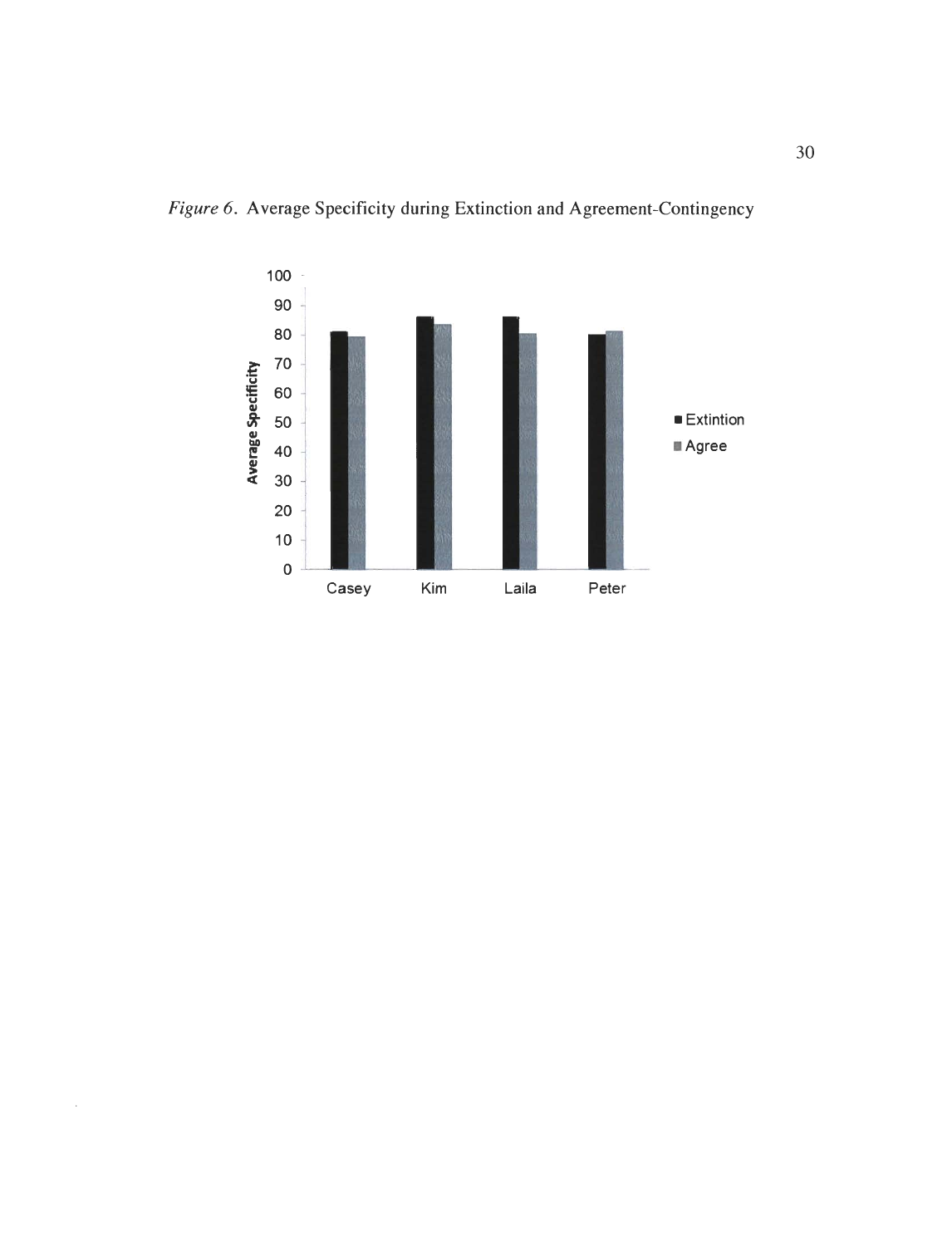*Figure 6*. Average Specificity during Extinction and Agreement-Contingency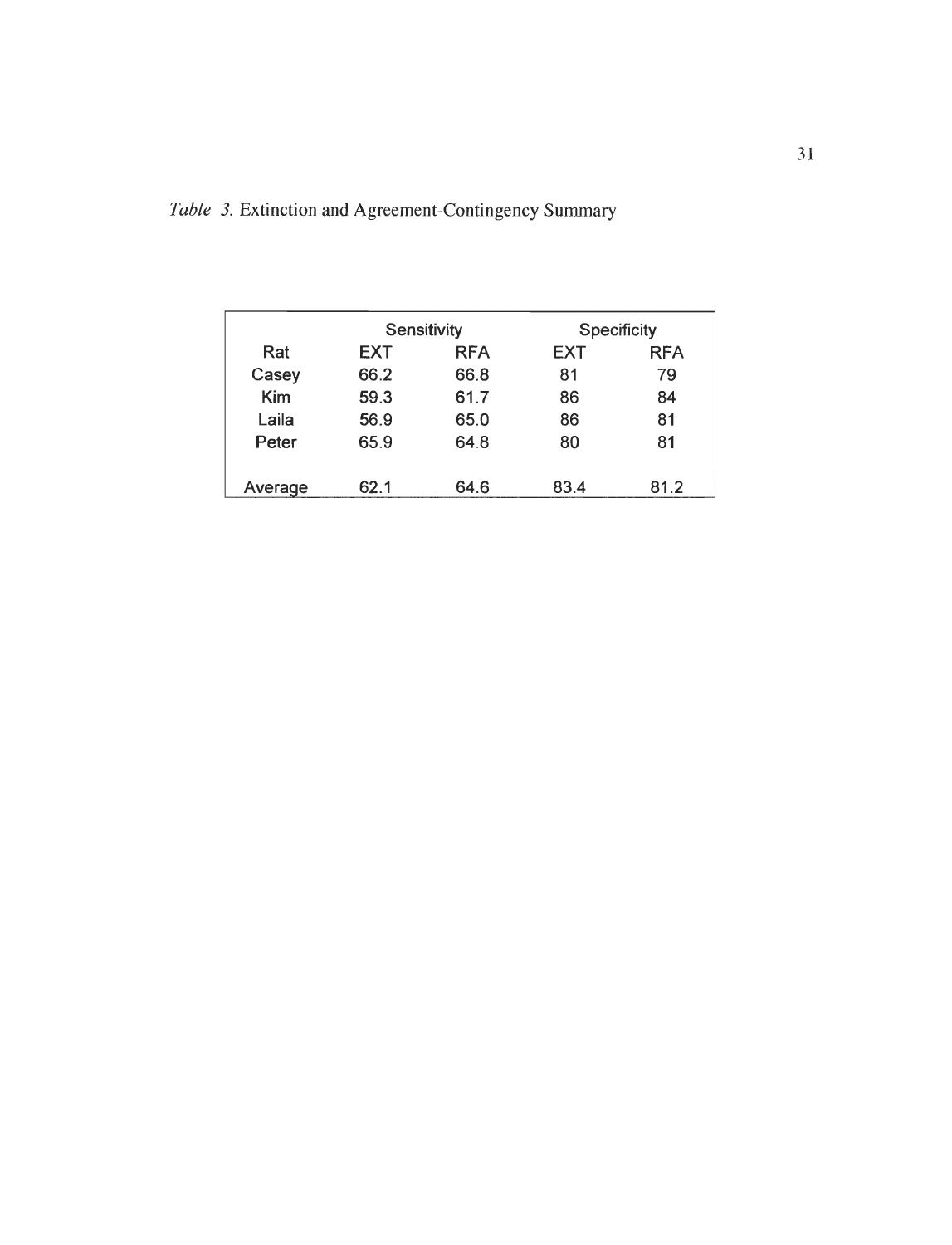*Table 3.* Extinction and Agreement-Contingency Summary

| | Sensitivity | | Specificity | |
|---|---|---|---|---|
| Rat | EXT | RFA | EXT | RFA |
| Casey | 66.2 | 66.8 | 81 | 79 |
| Kim | 59.3 | 61.7 | 86 | 84 |
| Laila | 56.9 | 65.0 | 86 | 81 |
| Peter | 65.9 | 64.8 | 80 | 81 |
| | | | | |
| Average | 62.1 | 64.6 | 83.4 | 81.2 |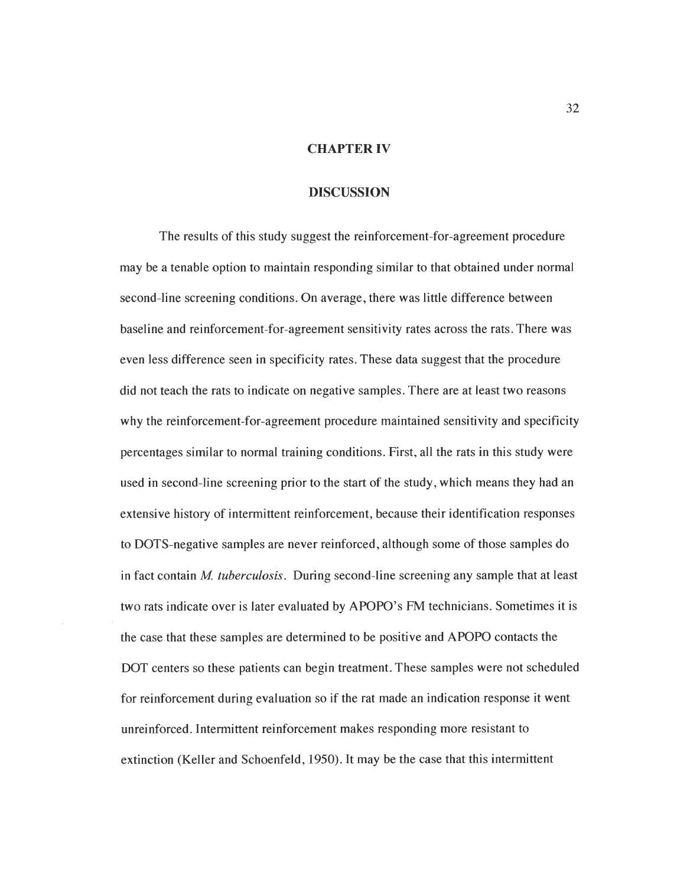# CHAPTER IV

## DISCUSSION

The results of this study suggest the reinforcement-for-agreement procedure may be a tenable option to maintain responding similar to that obtained under normal second-line screening conditions. On average, there was little difference between baseline and reinforcement-for-agreement sensitivity rates across the rats. There was even less difference seen in specificity rates. These data suggest that the procedure did not teach the rats to indicate on negative samples. There are at least two reasons why the reinforcement-for-agreement procedure maintained sensitivity and specificity percentages similar to normal training conditions. First, all the rats in this study were used in second-line screening prior to the start of the study, which means they had an extensive history of intermittent reinforcement, because their identification responses to DOTS-negative samples are never reinforced, although some of those samples do in fact contain *M. tuberculosis*. During second-line screening any sample that at least two rats indicate over is later evaluated by APOPO's FM technicians. Sometimes it is the case that these samples are determined to be positive and APOPO contacts the DOT centers so these patients can begin treatment. These samples were not scheduled for reinforcement during evaluation so if the rat made an indication response it went unreinforced. Intermittent reinforcement makes responding more resistant to extinction (Keller and Schoenfeld, 1950). It may be the case that this intermittent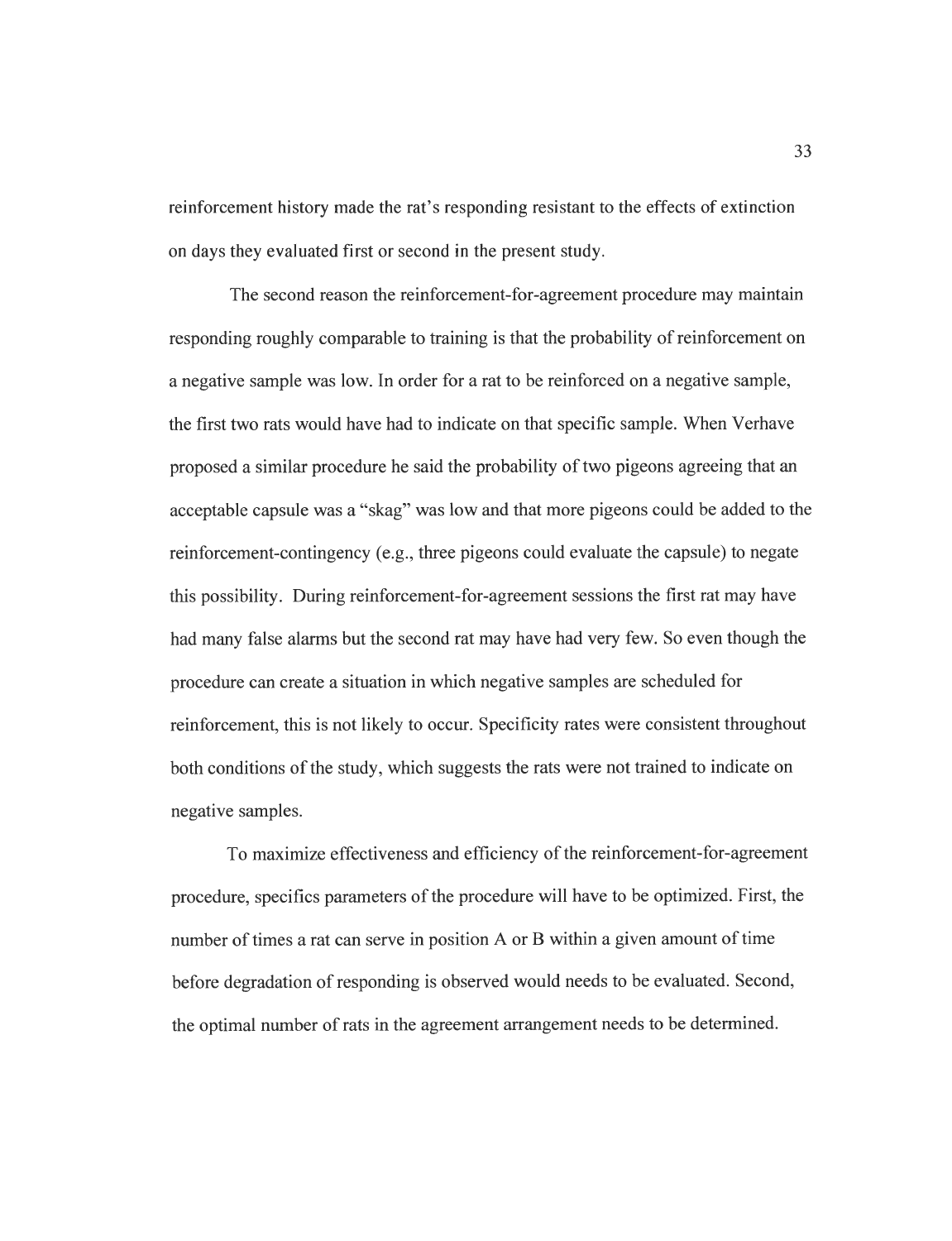reinforcement history made the rat's responding resistant to the effects of extinction on days they evaluated first or second in the present study.

The second reason the reinforcement-for-agreement procedure may maintain responding roughly comparable to training is that the probability of reinforcement on a negative sample was low. In order for a rat to be reinforced on a negative sample, the first two rats would have had to indicate on that specific sample. When Verhave proposed a similar procedure he said the probability of two pigeons agreeing that an acceptable capsule was a "skag" was low and that more pigeons could be added to the reinforcement-contingency (e.g., three pigeons could evaluate the capsule) to negate this possibility. During reinforcement-for-agreement sessions the first rat may have had many false alarms but the second rat may have had very few. So even though the procedure can create a situation in which negative samples are scheduled for reinforcement, this is not likely to occur. Specificity rates were consistent throughout both conditions of the study, which suggests the rats were not trained to indicate on negative samples.

To maximize effectiveness and efficiency of the reinforcement-for-agreement procedure, specifics parameters of the procedure will have to be optimized. First, the number of times a rat can serve in position A or B within a given amount of time before degradation of responding is observed would needs to be evaluated. Second, the optimal number of rats in the agreement arrangement needs to be determined.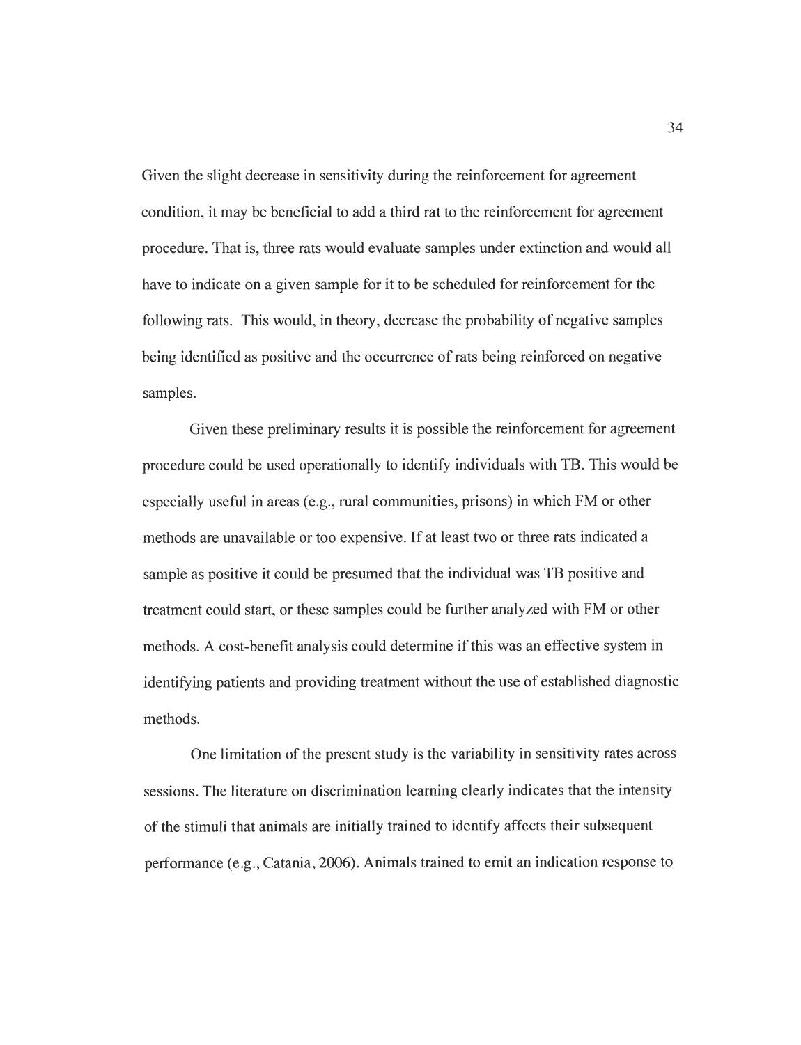Given the slight decrease in sensitivity during the reinforcement for agreement condition, it may be beneficial to add a third rat to the reinforcement for agreement procedure. That is, three rats would evaluate samples under extinction and would all have to indicate on a given sample for it to be scheduled for reinforcement for the following rats. This would, in theory, decrease the probability of negative samples being identified as positive and the occurrence of rats being reinforced on negative samples.

Given these preliminary results it is possible the reinforcement for agreement procedure could be used operationally to identify individuals with TB. This would be especially useful in areas (e.g., rural communities, prisons) in which FM or other methods are unavailable or too expensive. If at least two or three rats indicated a sample as positive it could be presumed that the individual was TB positive and treatment could start, or these samples could be further analyzed with FM or other methods. A cost-benefit analysis could determine if this was an effective system in identifying patients and providing treatment without the use of established diagnostic methods.

One limitation of the present study is the variability in sensitivity rates across sessions. The literature on discrimination learning clearly indicates that the intensity of the stimuli that animals are initially trained to identify affects their subsequent performance (e.g., Catania, 2006). Animals trained to emit an indication response to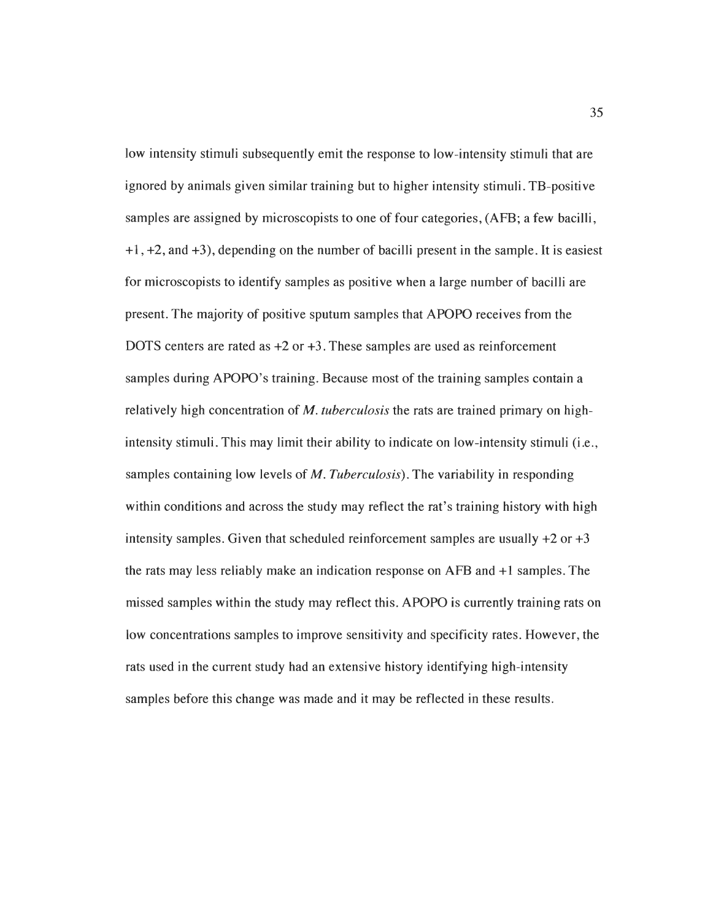low intensity stimuli subsequently emit the response to low-intensity stimuli that are ignored by animals given similar training but to higher intensity stimuli. TB-positive samples are assigned by microscopists to one of four categories, (AFB; a few bacilli, +1, +2, and +3), depending on the number of bacilli present in the sample. It is easiest for microscopists to identify samples as positive when a large number of bacilli are present. The majority of positive sputum samples that APOPO receives from the DOTS centers are rated as +2 or +3. These samples are used as reinforcement samples during APOPO's training. Because most of the training samples contain a relatively high concentration of *M. tuberculosis* the rats are trained primary on high-intensity stimuli. This may limit their ability to indicate on low-intensity stimuli (i.e., samples containing low levels of *M. Tuberculosis*). The variability in responding within conditions and across the study may reflect the rat's training history with high intensity samples. Given that scheduled reinforcement samples are usually +2 or +3 the rats may less reliably make an indication response on AFB and +1 samples. The missed samples within the study may reflect this. APOPO is currently training rats on low concentrations samples to improve sensitivity and specificity rates. However, the rats used in the current study had an extensive history identifying high-intensity samples before this change was made and it may be reflected in these results.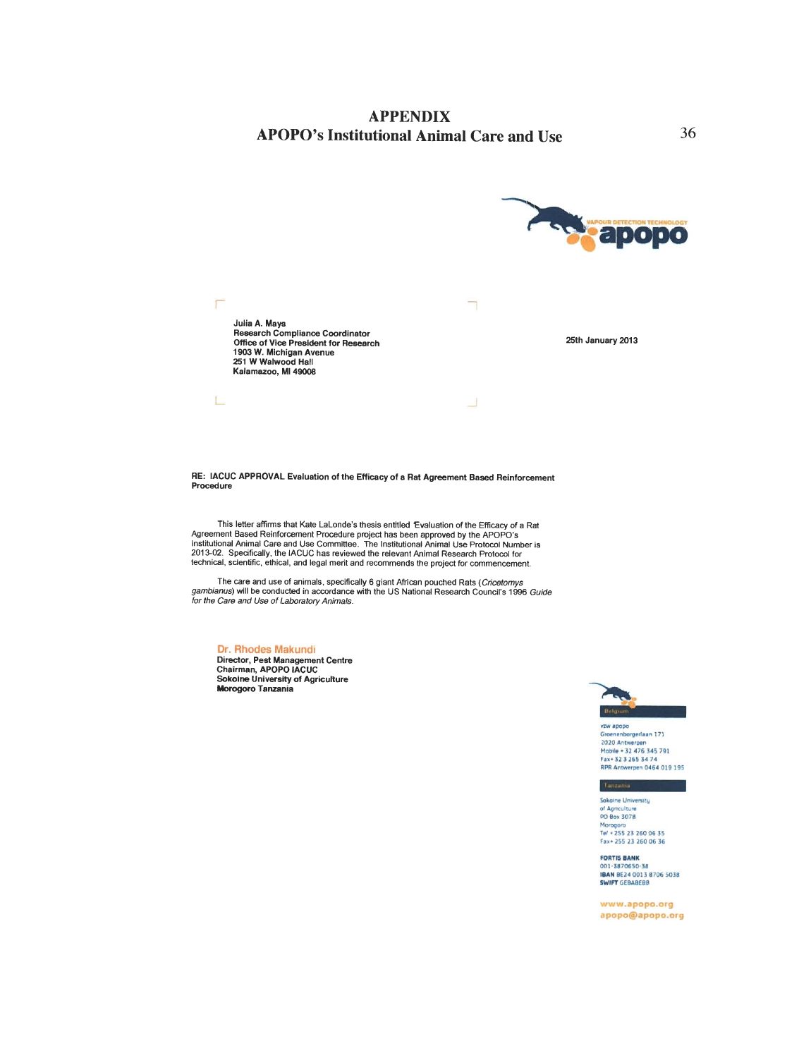# APPENDIX
## APOPO's Institutional Animal Care and Use

VAPOUR DETECTION TECHNOLOGY apopo

Julia A. Mays
Research Compliance Coordinator
Office of Vice President for Research
1903 W. Michigan Avenue
251 W Walwood Hall
Kalamazoo, MI 49008

25th January 2013

**RE: IACUC APPROVAL Evaluation of the Efficacy of a Rat Agreement Based Reinforcement Procedure**

This letter affirms that Kate LaLonde's thesis entitled 'Evaluation of the Efficacy of a Rat Agreement Based Reinforcement Procedure project has been approved by the APOPO's Institutional Animal Care and Use Committee. The Institutional Animal Use Protocol Number is 2013-02. Specifically, the IACUC has reviewed the relevant Animal Research Protocol for technical, scientific, ethical, and legal merit and recommends the project for commencement.

The care and use of animals, specifically 6 giant African pouched Rats (*Cricetomys gambianus*) will be conducted in accordance with the US National Research Council's 1996 *Guide for the Care and Use of Laboratory Animals*.

Dr. Rhodes Makundi
**Director, Pest Management Centre**
**Chairman, APOPO IACUC**
**Sokoine University of Agriculture**
**Morogoro Tanzania**

Belgium

vzw apopo
Groenenborgerlaan 171
2020 Antwerpen
Mobile + 32 476 345 791
Fax+ 32 3 265 34 74
RPR Antwerpen 0464 019 195

Tanzania

Sokoine University of Agriculture
PO Box 3078
Morogoro
Tel +255 23 260 06 35
Fax+ 255 23 260 06 36

**FORTIS BANK**
001-3870650-38
**IBAN** BE24 0013 8706 5038
**SWIFT** GEBABEBB

www.apopo.org
apopo@apopo.org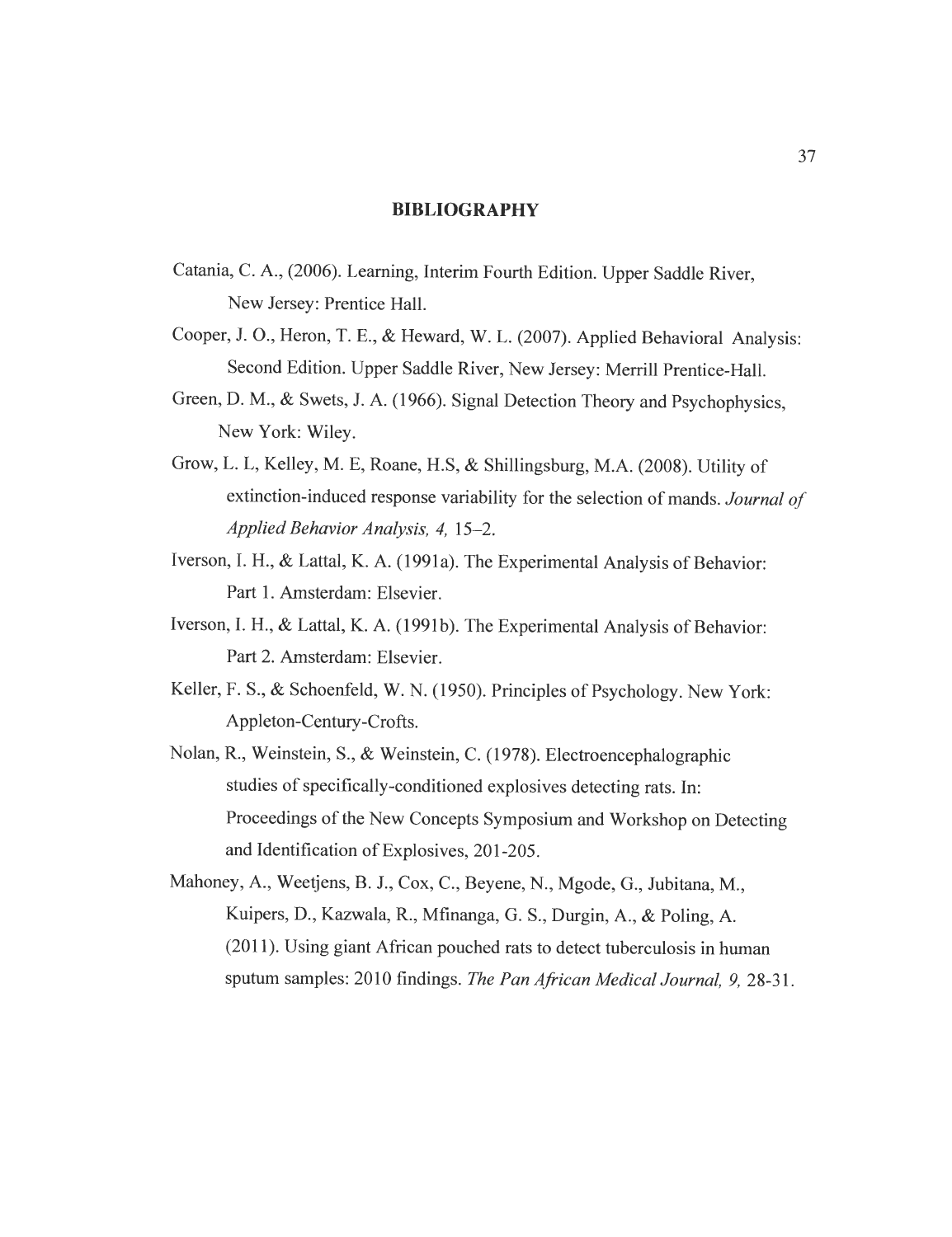# BIBLIOGRAPHY

Catania, C. A., (2006). Learning, Interim Fourth Edition. Upper Saddle River, New Jersey: Prentice Hall.

Cooper, J. O., Heron, T. E., & Heward, W. L. (2007). Applied Behavioral Analysis: Second Edition. Upper Saddle River, New Jersey: Merrill Prentice-Hall.

Green, D. M., & Swets, J. A. (1966). Signal Detection Theory and Psychophysics, New York: Wiley.

Grow, L. L, Kelley, M. E, Roane, H.S, & Shillingsburg, M.A. (2008). Utility of extinction-induced response variability for the selection of mands. *Journal of Applied Behavior Analysis, 4,* 15–2.

Iverson, I. H., & Lattal, K. A. (1991a). The Experimental Analysis of Behavior: Part 1. Amsterdam: Elsevier.

Iverson, I. H., & Lattal, K. A. (1991b). The Experimental Analysis of Behavior: Part 2. Amsterdam: Elsevier.

Keller, F. S., & Schoenfeld, W. N. (1950). Principles of Psychology. New York: Appleton-Century-Crofts.

Nolan, R., Weinstein, S., & Weinstein, C. (1978). Electroencephalographic studies of specifically-conditioned explosives detecting rats. In: Proceedings of the New Concepts Symposium and Workshop on Detecting and Identification of Explosives, 201-205.

Mahoney, A., Weetjens, B. J., Cox, C., Beyene, N., Mgode, G., Jubitana, M., Kuipers, D., Kazwala, R., Mfinanga, G. S., Durgin, A., & Poling, A. (2011). Using giant African pouched rats to detect tuberculosis in human sputum samples: 2010 findings. *The Pan African Medical Journal, 9,* 28-31.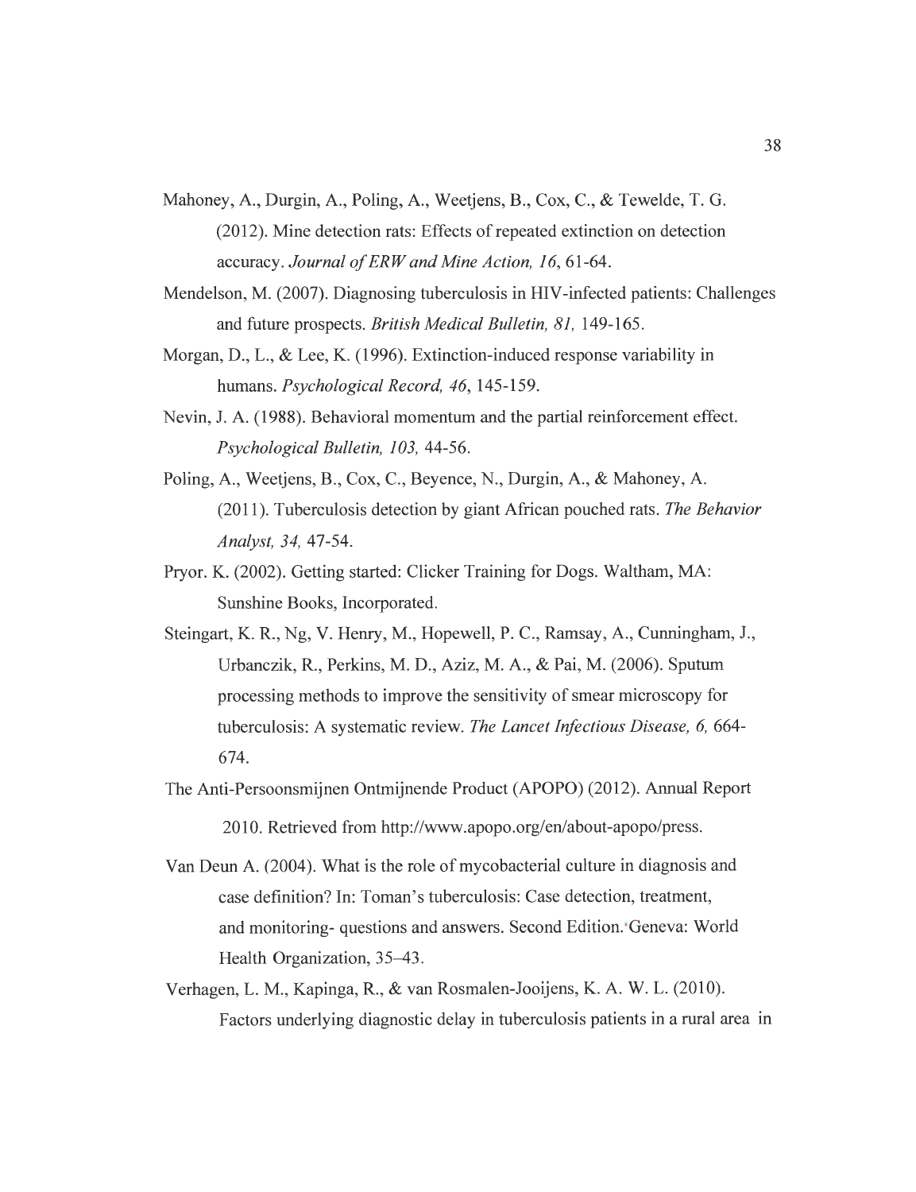Mahoney, A., Durgin, A., Poling, A., Weetjens, B., Cox, C., & Tewelde, T. G. (2012). Mine detection rats: Effects of repeated extinction on detection accuracy. *Journal of ERW and Mine Action, 16*, 61-64.

Mendelson, M. (2007). Diagnosing tuberculosis in HIV-infected patients: Challenges and future prospects. *British Medical Bulletin, 81,* 149-165.

Morgan, D., L., & Lee, K. (1996). Extinction-induced response variability in humans. *Psychological Record, 46*, 145-159.

Nevin, J. A. (1988). Behavioral momentum and the partial reinforcement effect. *Psychological Bulletin, 103,* 44-56.

Poling, A., Weetjens, B., Cox, C., Beyence, N., Durgin, A., & Mahoney, A. (2011). Tuberculosis detection by giant African pouched rats. *The Behavior Analyst, 34,* 47-54.

Pryor. K. (2002). Getting started: Clicker Training for Dogs. Waltham, MA: Sunshine Books, Incorporated.

Steingart, K. R., Ng, V. Henry, M., Hopewell, P. C., Ramsay, A., Cunningham, J., Urbanczik, R., Perkins, M. D., Aziz, M. A., & Pai, M. (2006). Sputum processing methods to improve the sensitivity of smear microscopy for tuberculosis: A systematic review. *The Lancet Infectious Disease, 6,* 664-674.

The Anti-Persoonsmijnen Ontmijnende Product (APOPO) (2012). Annual Report 2010. Retrieved from http://www.apopo.org/en/about-apopo/press.

Van Deun A. (2004). What is the role of mycobacterial culture in diagnosis and case definition? In: Toman's tuberculosis: Case detection, treatment, and monitoring- questions and answers. Second Edition. Geneva: World Health Organization, 35–43.

Verhagen, L. M., Kapinga, R., & van Rosmalen-Jooijens, K. A. W. L. (2010). Factors underlying diagnostic delay in tuberculosis patients in a rural area in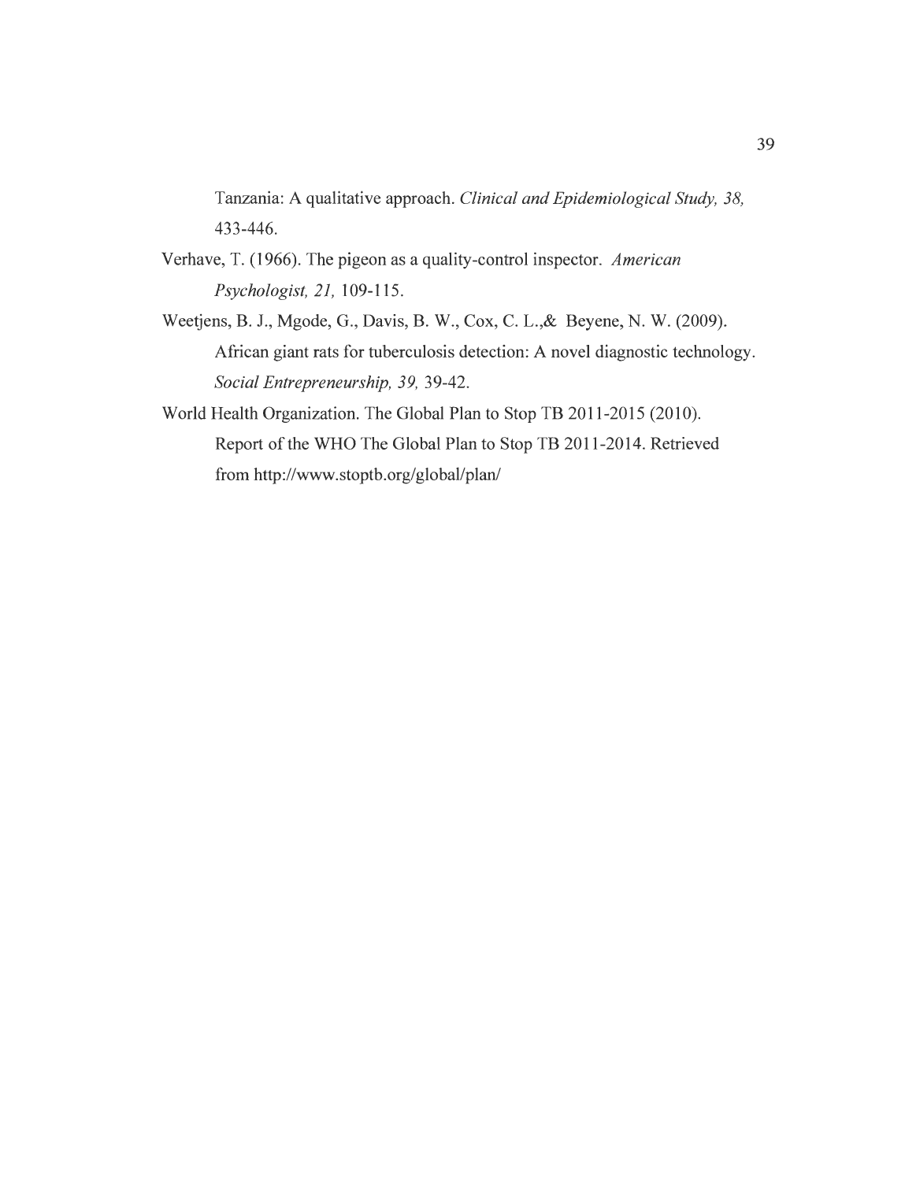Tanzania: A qualitative approach. *Clinical and Epidemiological Study, 38,* 433-446.

Verhave, T. (1966). The pigeon as a quality-control inspector. *American Psychologist, 21,* 109-115.

Weetjens, B. J., Mgode, G., Davis, B. W., Cox, C. L.,& Beyene, N. W. (2009). African giant rats for tuberculosis detection: A novel diagnostic technology. *Social Entrepreneurship, 39,* 39-42.

World Health Organization. The Global Plan to Stop TB 2011-2015 (2010). Report of the WHO The Global Plan to Stop TB 2011-2014. Retrieved from http://www.stoptb.org/global/plan/